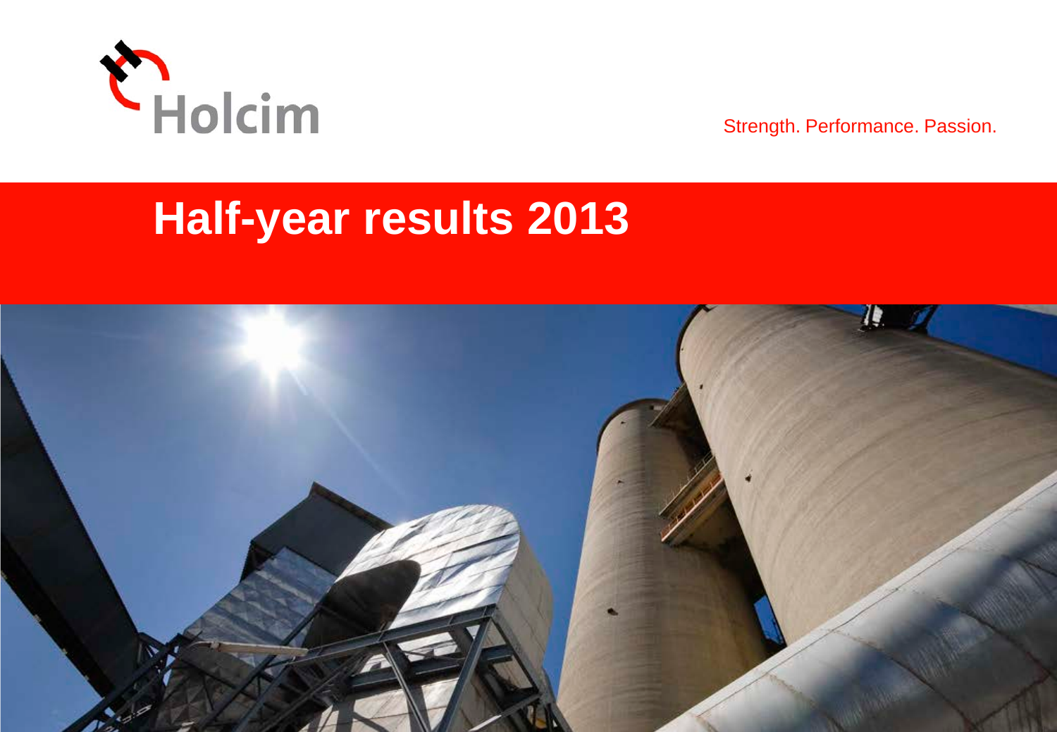Holcim

Strength. Performance. Passion.

# Half-year results 2013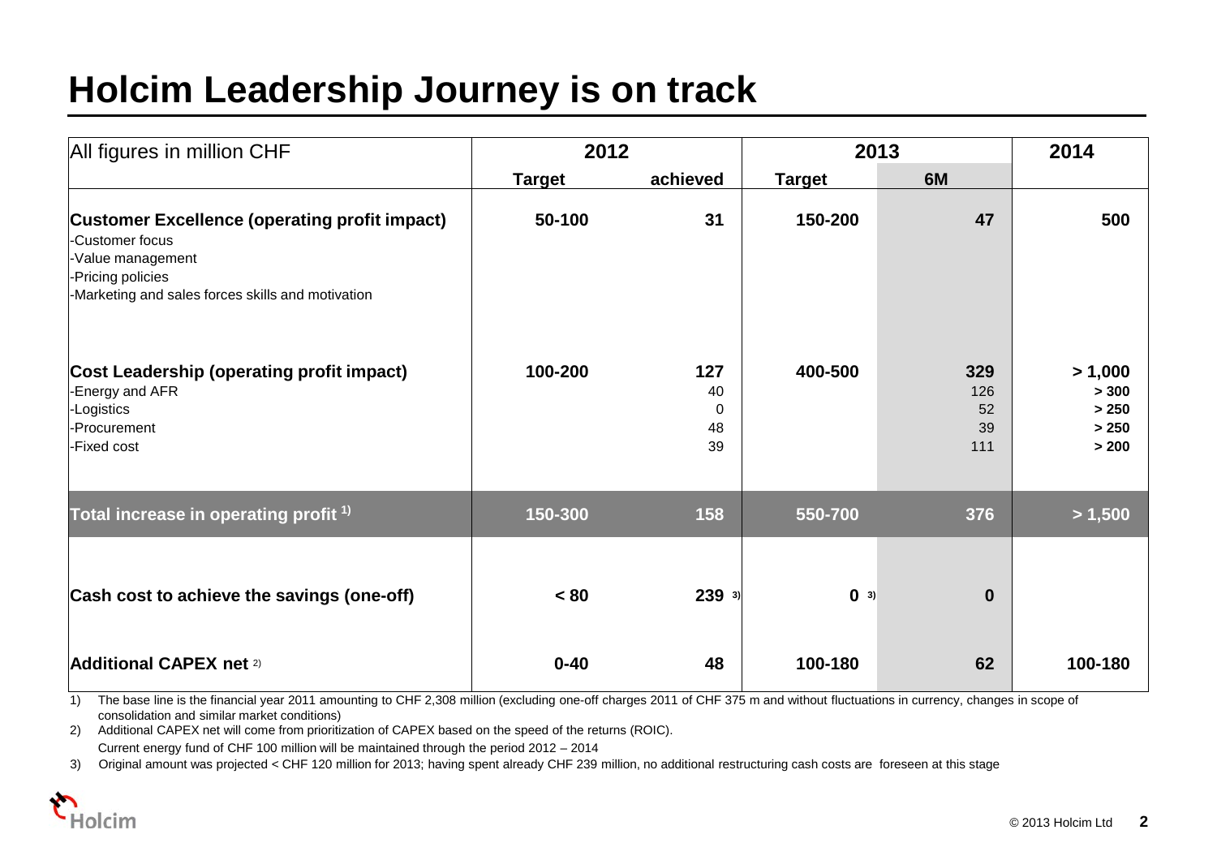# Holcim Leadership Journey is on track

| All figures in million CHF | 2012 | | 2013 | | 2014 |
|---|---|---|---|---|---|
| | Target | achieved | Target | 6M | |
| **Customer Excellence (operating profit impact)**<br>-Customer focus<br>-Value management<br>-Pricing policies<br>-Marketing and sales forces skills and motivation | **50-100** | **31** | **150-200** | **47** | **500** |
| **Cost Leadership (operating profit impact)** | **100-200** | **127** | **400-500** | **329** | **> 1,000** |
| -Energy and AFR | | 40 | | 126 | **> 300** |
| -Logistics | | 0 | | 52 | **> 250** |
| -Procurement | | 48 | | 39 | **> 250** |
| -Fixed cost | | 39 | | 111 | **> 200** |
| **Total increase in operating profit [1)]** | **150-300** | **158** | **550-700** | **376** | **> 1,500** |
| **Cash cost to achieve the savings (one-off)** | **< 80** | **239** [3)] | **0** [3)] | **0** | |
| **Additional CAPEX net** [2)] | **0-40** | **48** | **100-180** | **62** | **100-180** |

1) The base line is the financial year 2011 amounting to CHF 2,308 million (excluding one-off charges 2011 of CHF 375 m and without fluctuations in currency, changes in scope of consolidation and similar market conditions)

2) Additional CAPEX net will come from prioritization of CAPEX based on the speed of the returns (ROIC).
Current energy fund of CHF 100 million will be maintained through the period 2012 – 2014

3) Original amount was projected < CHF 120 million for 2013; having spent already CHF 239 million, no additional restructuring cash costs are foreseen at this stage

© 2013 Holcim Ltd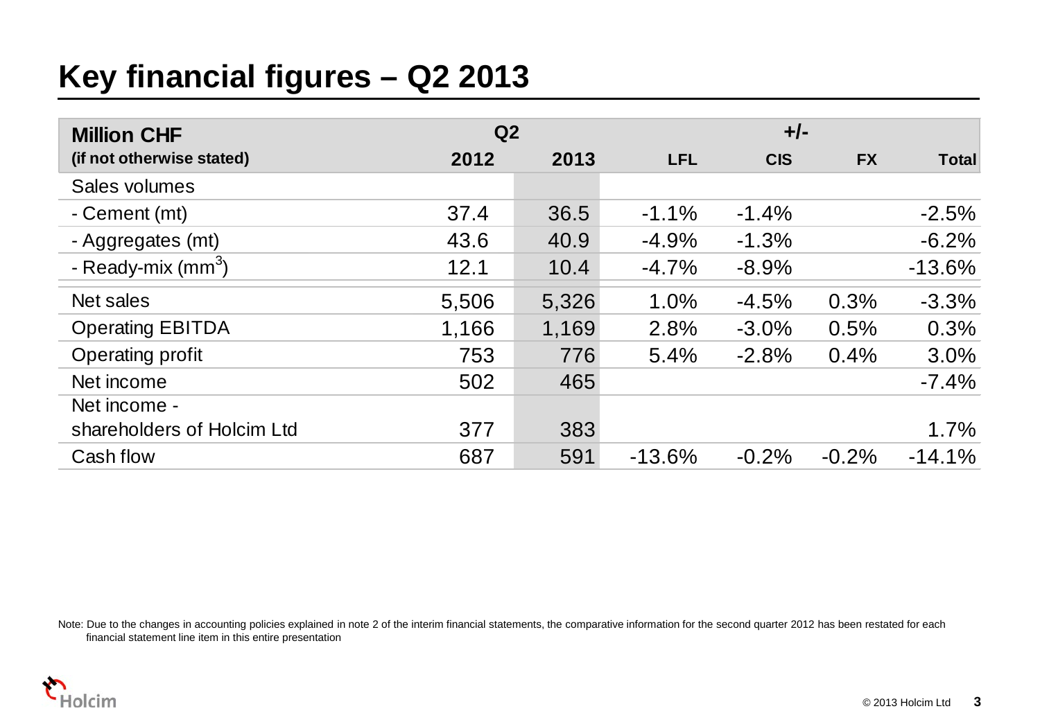# Key financial figures – Q2 2013

| Million CHF (if not otherwise stated) | Q2 | | +/- | | | |
|---|---|---|---|---|---|---|
| | 2012 | 2013 | LFL | CIS | FX | Total |
| Sales volumes | | | | | | |
| - Cement (mt) | 37.4 | 36.5 | -1.1% | -1.4% | | -2.5% |
| - Aggregates (mt) | 43.6 | 40.9 | -4.9% | -1.3% | | -6.2% |
| - Ready-mix ($mm^3$) | 12.1 | 10.4 | -4.7% | -8.9% | | -13.6% |
| Net sales | 5,506 | 5,326 | 1.0% | -4.5% | 0.3% | -3.3% |
| Operating EBITDA | 1,166 | 1,169 | 2.8% | -3.0% | 0.5% | 0.3% |
| Operating profit | 753 | 776 | 5.4% | -2.8% | 0.4% | 3.0% |
| Net income | 502 | 465 | | | | -7.4% |
| Net income - shareholders of Holcim Ltd | 377 | 383 | | | | 1.7% |
| Cash flow | 687 | 591 | -13.6% | -0.2% | -0.2% | -14.1% |

Note: Due to the changes in accounting policies explained in note 2 of the interim financial statements, the comparative information for the second quarter 2012 has been restated for each financial statement line item in this entire presentation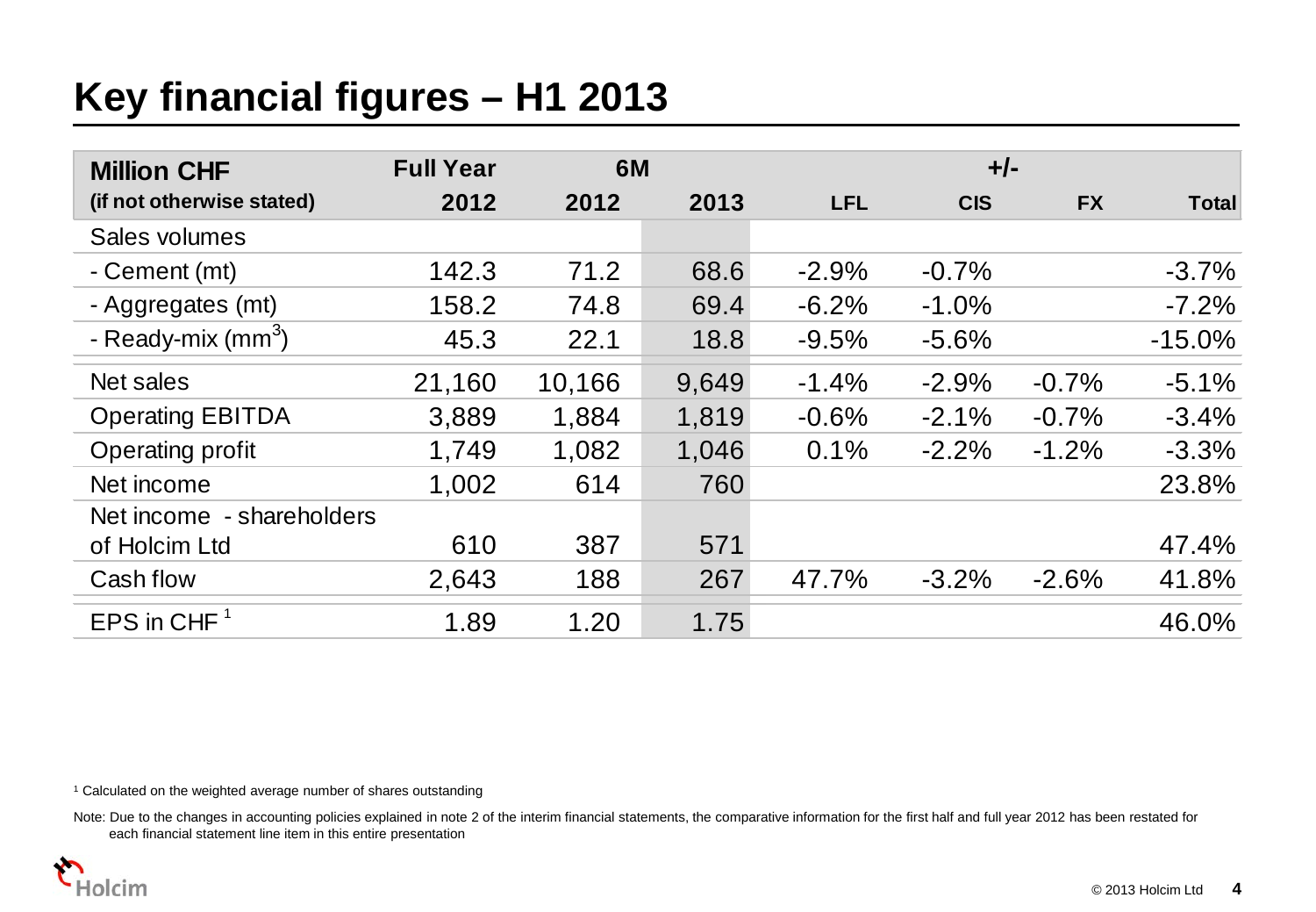# Key financial figures – H1 2013

| Million CHF (if not otherwise stated) | Full Year 2012 | 6M 2012 | 6M 2013 | +/- LFL | +/- CIS | +/- FX | +/- Total |
|---|---|---|---|---|---|---|---|
| Sales volumes | | | | | | | |
| - Cement (mt) | 142.3 | 71.2 | 68.6 | -2.9% | -0.7% | | -3.7% |
| - Aggregates (mt) | 158.2 | 74.8 | 69.4 | -6.2% | -1.0% | | -7.2% |
| - Ready-mix ($mm^3$) | 45.3 | 22.1 | 18.8 | -9.5% | -5.6% | | -15.0% |
| Net sales | 21,160 | 10,166 | 9,649 | -1.4% | -2.9% | -0.7% | -5.1% |
| Operating EBITDA | 3,889 | 1,884 | 1,819 | -0.6% | -2.1% | -0.7% | -3.4% |
| Operating profit | 1,749 | 1,082 | 1,046 | 0.1% | -2.2% | -1.2% | -3.3% |
| Net income | 1,002 | 614 | 760 | | | | 23.8% |
| Net income - shareholders of Holcim Ltd | 610 | 387 | 571 | | | | 47.4% |
| Cash flow | 2,643 | 188 | 267 | 47.7% | -3.2% | -2.6% | 41.8% |
| EPS in CHF [1] | 1.89 | 1.20 | 1.75 | | | | 46.0% |

[1] Calculated on the weighted average number of shares outstanding

Note: Due to the changes in accounting policies explained in note 2 of the interim financial statements, the comparative information for the first half and full year 2012 has been restated for each financial statement line item in this entire presentation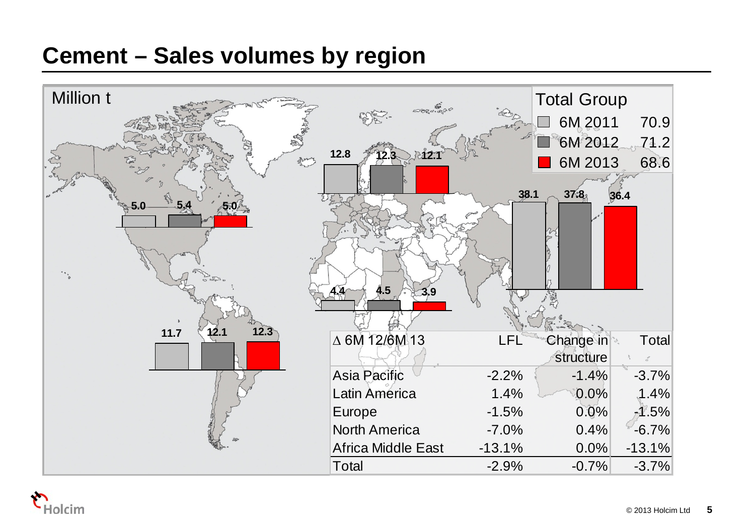# Cement – Sales volumes by region

Million t

| Total Group | |
|---|---|
| 6M 2011 | 70.9 |
| 6M 2012 | 71.2 |
| 6M 2013 | 68.6 |

| Region | 6M 2011 | 6M 2012 | 6M 2013 |
|---|---|---|---|
| North America | 5.0 | 5.4 | 5.0 |
| Latin America | 11.7 | 12.1 | 12.3 |
| Europe | 12.8 | 12.3 | 12.1 |
| Africa Middle East | 4.4 | 4.5 | 3.9 |
| Asia Pacific | 38.1 | 37.8 | 36.4 |

| ∆ 6M 12/6M 13 | LFL | Change in structure | Total |
|---|---|---|---|
| Asia Pacific | -2.2% | -1.4% | -3.7% |
| Latin America | 1.4% | 0.0% | 1.4% |
| Europe | -1.5% | 0.0% | -1.5% |
| North America | -7.0% | 0.4% | -6.7% |
| Africa Middle East | -13.1% | 0.0% | -13.1% |
| Total | -2.9% | -0.7% | -3.7% |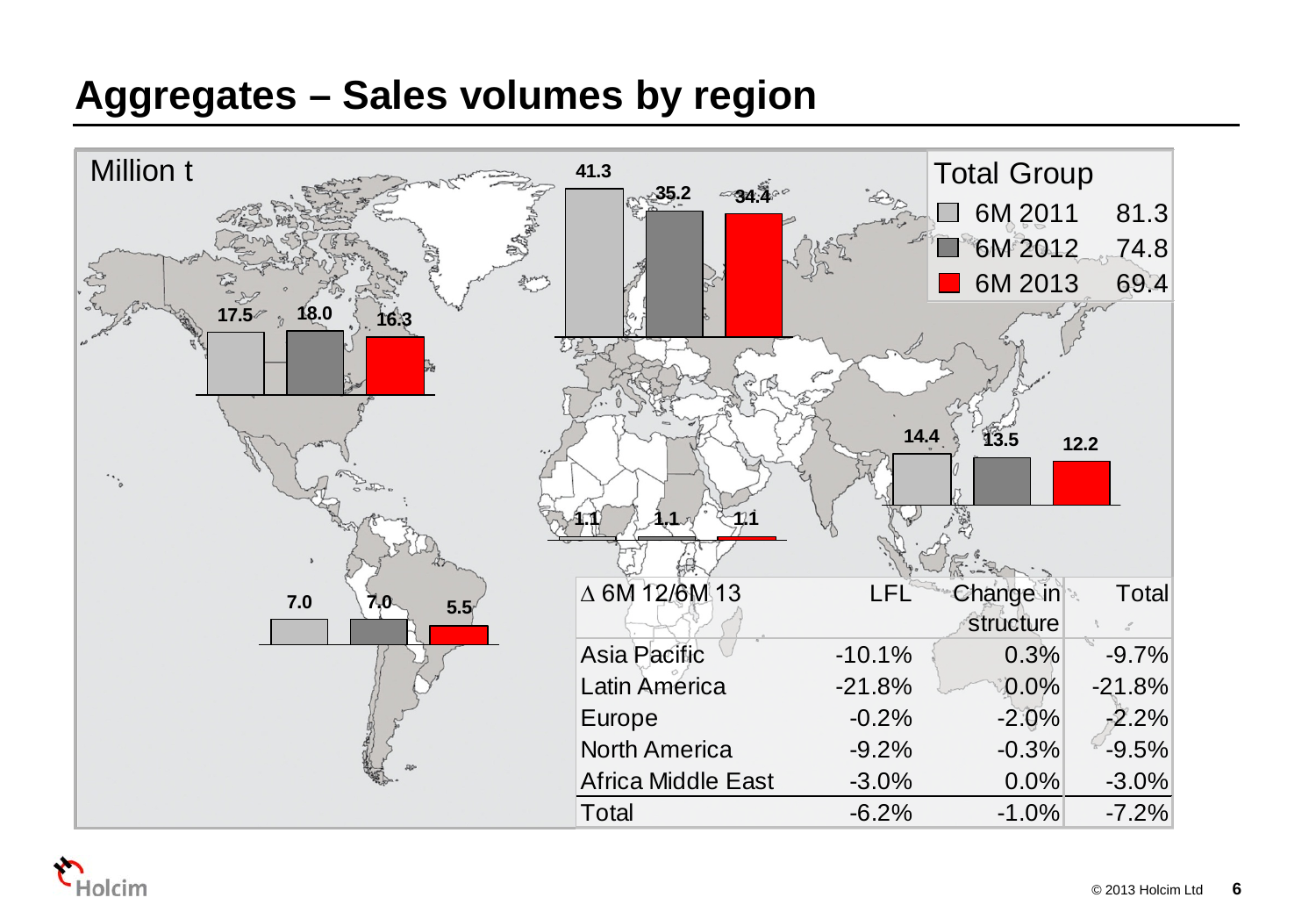# Aggregates – Sales volumes by region

Million t

| Region | 6M 2011 | 6M 2012 | 6M 2013 |
|---|---|---|---|
| North America | 17.5 | 18.0 | 16.3 |
| Europe | 41.3 | 35.2 | 34.4 |
| Asia Pacific | 14.4 | 13.5 | 12.2 |
| Latin America | 7.0 | 7.0 | 5.5 |
| Africa Middle East | 1.1 | 1.1 | 1.1 |

| Total Group | |
|---|---|
| 6M 2011 | 81.3 |
| 6M 2012 | 74.8 |
| 6M 2013 | 69.4 |

| ∆ 6M 12/6M 13 | LFL | Change in structure | Total |
|---|---|---|---|
| Asia Pacific | -10.1% | 0.3% | -9.7% |
| Latin America | -21.8% | 0.0% | -21.8% |
| Europe | -0.2% | -2.0% | -2.2% |
| North America | -9.2% | -0.3% | -9.5% |
| Africa Middle East | -3.0% | 0.0% | -3.0% |
| Total | -6.2% | -1.0% | -7.2% |

© 2013 Holcim Ltd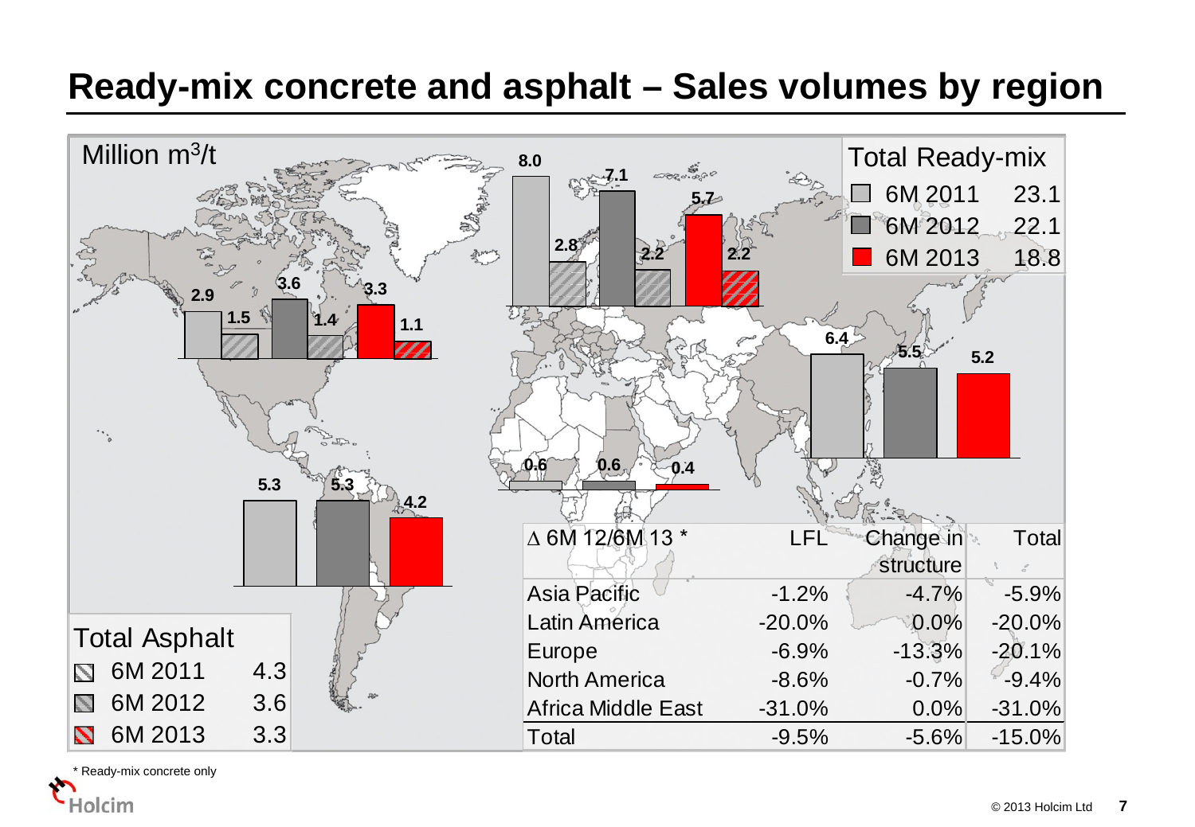# Ready-mix concrete and asphalt – Sales volumes by region

Million $m^3$/t

| Region | 6M 2011 Ready-mix | 6M 2011 Asphalt | 6M 2012 Ready-mix | 6M 2012 Asphalt | 6M 2013 Ready-mix | 6M 2013 Asphalt |
|---|---|---|---|---|---|---|
| North America | 2.9 | 1.5 | 3.6 | 1.4 | 3.3 | 1.1 |
| Europe | 8.0 | 2.8 | 7.1 | 2.2 | 5.7 | 2.2 |
| Asia Pacific | 6.4 | | 5.5 | | 5.2 | |
| Latin America | 5.3 | | 5.3 | | 4.2 | |
| Africa Middle East | 0.6 | | 0.6 | | 0.4 | |

**Total Ready-mix**

| | |
|---|---|
| 6M 2011 | 23.1 |
| 6M 2012 | 22.1 |
| 6M 2013 | 18.8 |

**Total Asphalt**

| | |
|---|---|
| 6M 2011 | 4.3 |
| 6M 2012 | 3.6 |
| 6M 2013 | 3.3 |

| ∆ 6M 12/6M 13 * | LFL | Change in structure | Total |
|---|---|---|---|
| Asia Pacific | -1.2% | -4.7% | -5.9% |
| Latin America | -20.0% | 0.0% | -20.0% |
| Europe | -6.9% | -13.3% | -20.1% |
| North America | -8.6% | -0.7% | -9.4% |
| Africa Middle East | -31.0% | 0.0% | -31.0% |
| Total | -9.5% | -5.6% | -15.0% |

* Ready-mix concrete only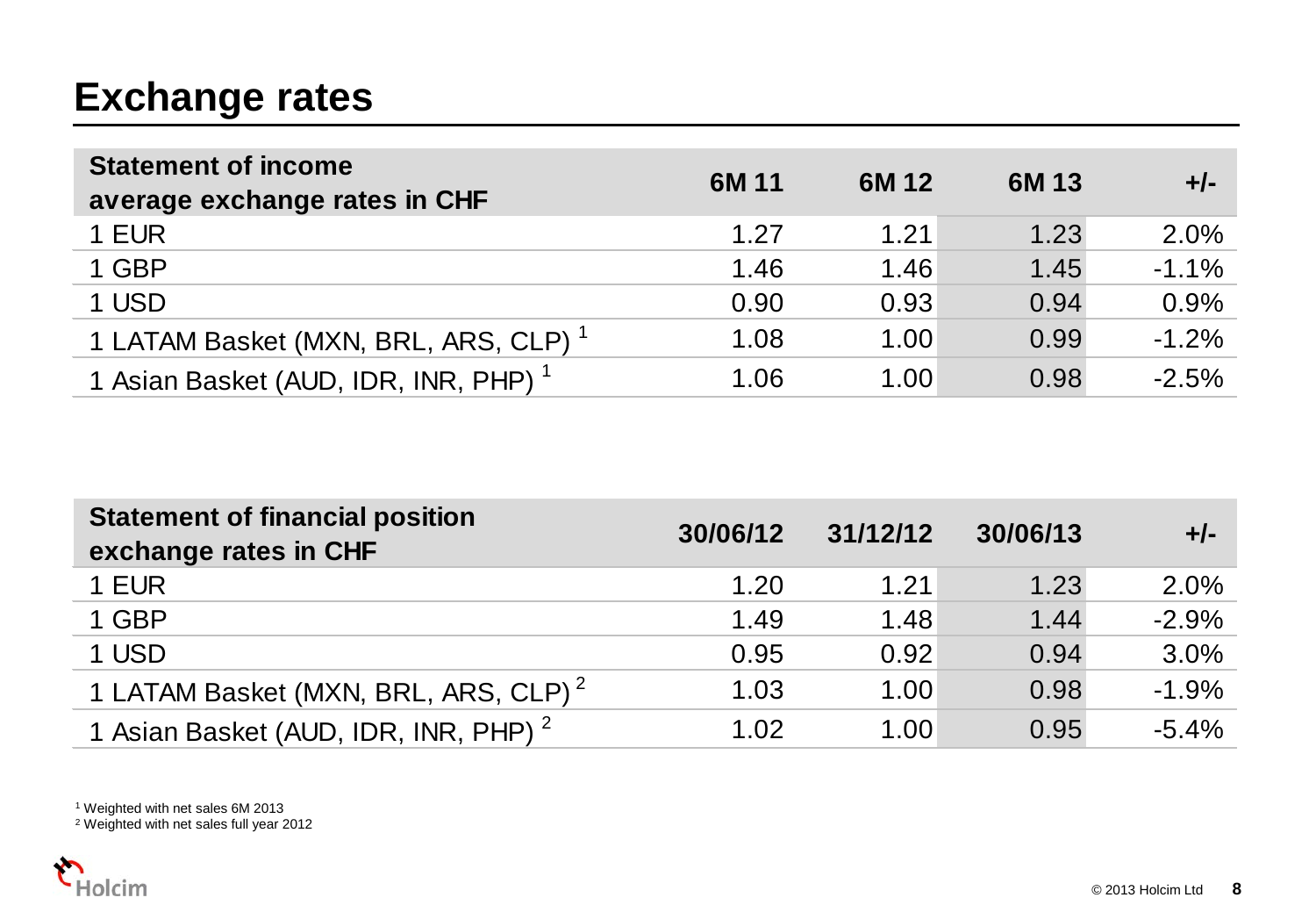# Exchange rates

| Statement of income average exchange rates in CHF | 6M 11 | 6M 12 | 6M 13 | +/- |
|---|---|---|---|---|
| 1 EUR | 1.27 | 1.21 | 1.23 | 2.0% |
| 1 GBP | 1.46 | 1.46 | 1.45 | -1.1% |
| 1 USD | 0.90 | 0.93 | 0.94 | 0.9% |
| 1 LATAM Basket (MXN, BRL, ARS, CLP) [1] | 1.08 | 1.00 | 0.99 | -1.2% |
| 1 Asian Basket (AUD, IDR, INR, PHP) [1] | 1.06 | 1.00 | 0.98 | -2.5% |

| Statement of financial position exchange rates in CHF | 30/06/12 | 31/12/12 | 30/06/13 | +/- |
|---|---|---|---|---|
| 1 EUR | 1.20 | 1.21 | 1.23 | 2.0% |
| 1 GBP | 1.49 | 1.48 | 1.44 | -2.9% |
| 1 USD | 0.95 | 0.92 | 0.94 | 3.0% |
| 1 LATAM Basket (MXN, BRL, ARS, CLP) [2] | 1.03 | 1.00 | 0.98 | -1.9% |
| 1 Asian Basket (AUD, IDR, INR, PHP) [2] | 1.02 | 1.00 | 0.95 | -5.4% |

[1] Weighted with net sales 6M 2013
[2] Weighted with net sales full year 2012

© 2013 Holcim Ltd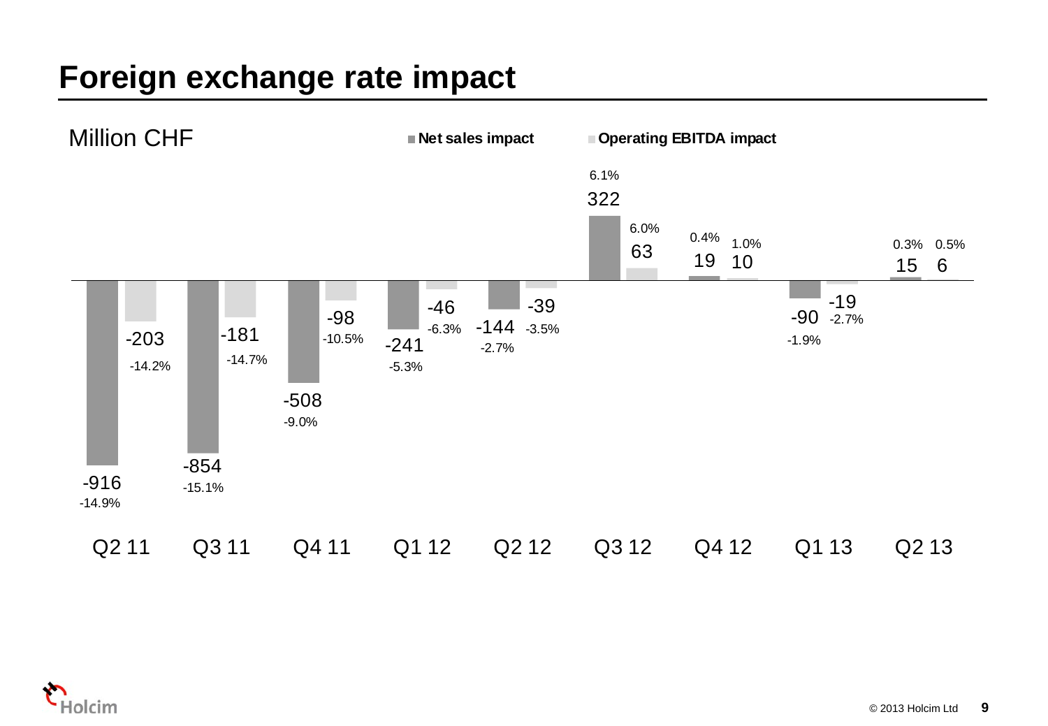# Foreign exchange rate impact

Million CHF

| Quarter | Net sales impact | Net sales impact % | Operating EBITDA impact | Operating EBITDA impact % |
|---|---|---|---|---|
| Q2 11 | -916 | -14.9% | -203 | -14.2% |
| Q3 11 | -854 | -15.1% | -181 | -14.7% |
| Q4 11 | -508 | -9.0% | -98 | -10.5% |
| Q1 12 | -241 | -5.3% | -46 | -6.3% |
| Q2 12 | -144 | -2.7% | -39 | -3.5% |
| Q3 12 | 322 | 6.1% | 63 | 6.0% |
| Q4 12 | 19 | 0.4% | 10 | 1.0% |
| Q1 13 | -90 | -1.9% | -19 | -2.7% |
| Q2 13 | 15 | 0.3% | 6 | 0.5% |

© 2013 Holcim Ltd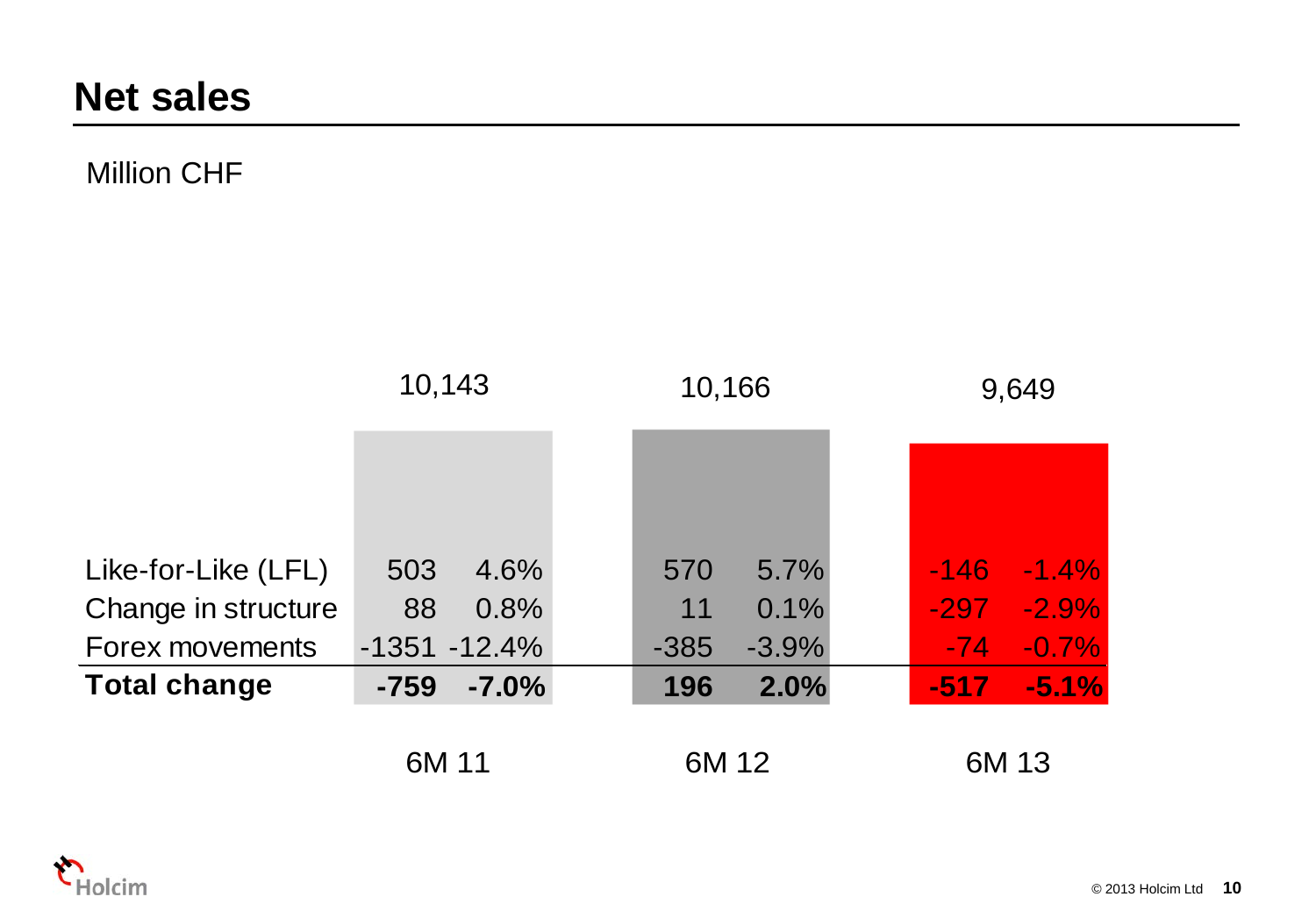# Net sales

Million CHF

| | 6M 11 | | 6M 12 | | 6M 13 | |
|---|---|---|---|---|---|---|
| | 10,143 | | 10,166 | | 9,649 | |
| Like-for-Like (LFL) | 503 | 4.6% | 570 | 5.7% | -146 | -1.4% |
| Change in structure | 88 | 0.8% | 11 | 0.1% | -297 | -2.9% |
| Forex movements | -1351 | -12.4% | -385 | -3.9% | -74 | -0.7% |
| **Total change** | **-759** | **-7.0%** | **196** | **2.0%** | **-517** | **-5.1%** |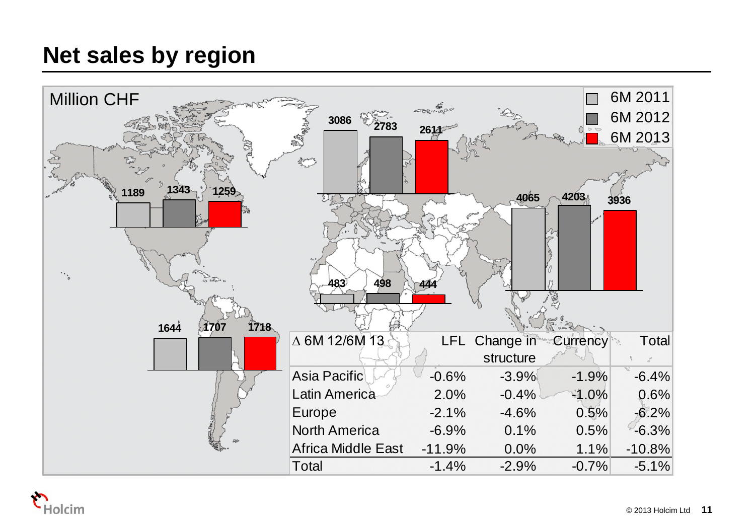# Net sales by region

Million CHF

| Region | 6M 2011 | 6M 2012 | 6M 2013 |
|---|---|---|---|
| North America | 1189 | 1343 | 1259 |
| Latin America | 1644 | 1707 | 1718 |
| Europe | 3086 | 2783 | 2611 |
| Africa Middle East | 483 | 498 | 444 |
| Asia Pacific | 4065 | 4203 | 3936 |

| Δ 6M 12/6M 13 | LFL | Change in structure | Currency | Total |
|---|---|---|---|---|
| Asia Pacific | -0.6% | -3.9% | -1.9% | -6.4% |
| Latin America | 2.0% | -0.4% | -1.0% | 0.6% |
| Europe | -2.1% | -4.6% | 0.5% | -6.2% |
| North America | -6.9% | 0.1% | 0.5% | -6.3% |
| Africa Middle East | -11.9% | 0.0% | 1.1% | -10.8% |
| Total | -1.4% | -2.9% | -0.7% | -5.1% |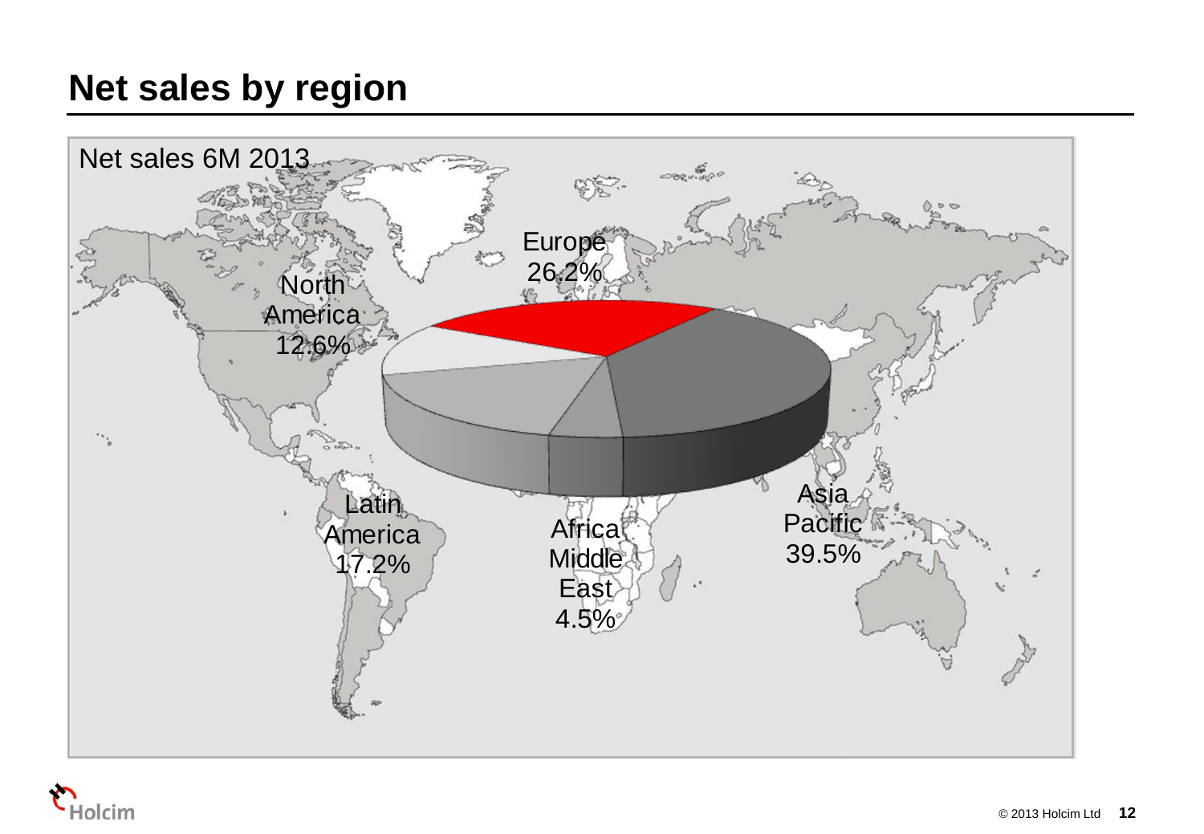# Net sales by region

Net sales 6M 2013

| Region | Share |
| --- | --- |
| Europe | 26.2% |
| North America | 12.6% |
| Latin America | 17.2% |
| Africa Middle East | 4.5% |
| Asia Pacific | 39.5% |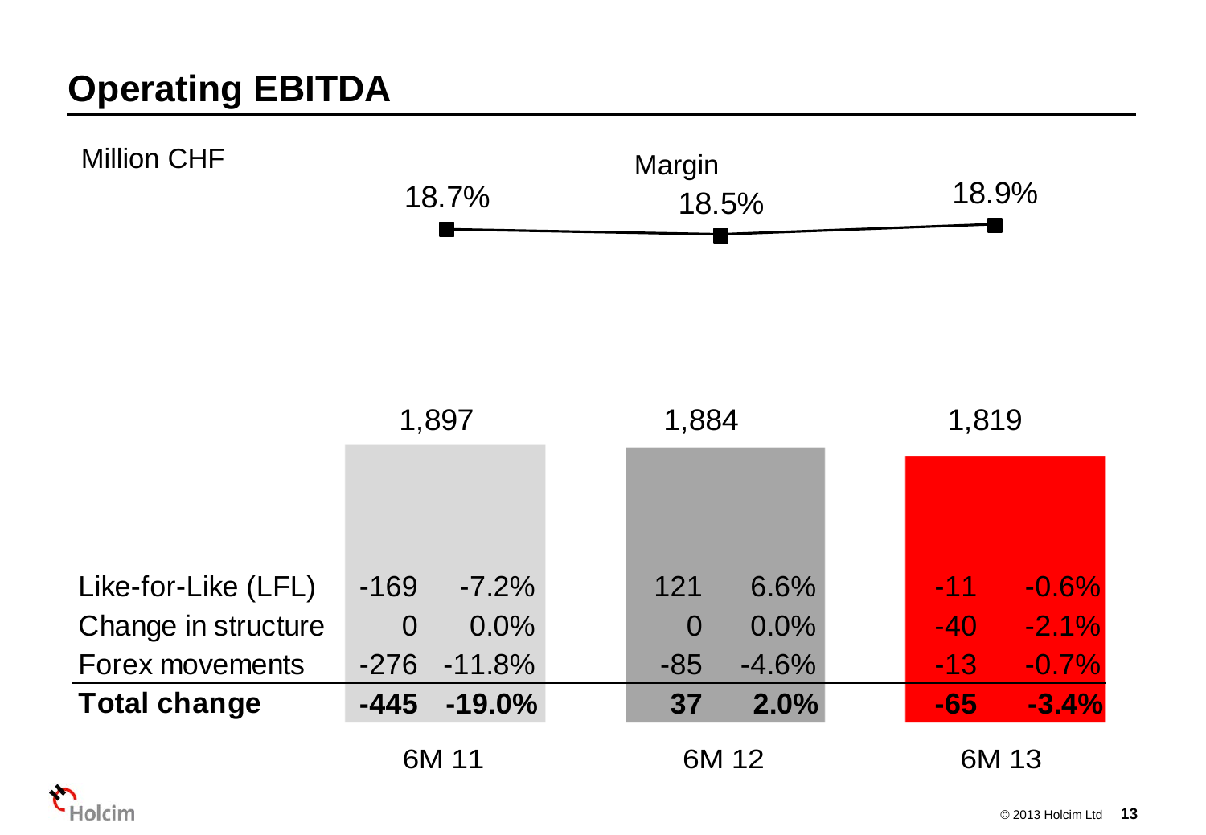# Operating EBITDA

Million CHF

| | 6M 11 | | 6M 12 | | 6M 13 | |
|---|---|---|---|---|---|---|
| Margin | 18.7% | | 18.5% | | 18.9% | |
| Operating EBITDA | 1,897 | | 1,884 | | 1,819 | |
| Like-for-Like (LFL) | -169 | -7.2% | 121 | 6.6% | -11 | -0.6% |
| Change in structure | 0 | 0.0% | 0 | 0.0% | -40 | -2.1% |
| Forex movements | -276 | -11.8% | -85 | -4.6% | -13 | -0.7% |
| **Total change** | **-445** | **-19.0%** | **37** | **2.0%** | **-65** | **-3.4%** |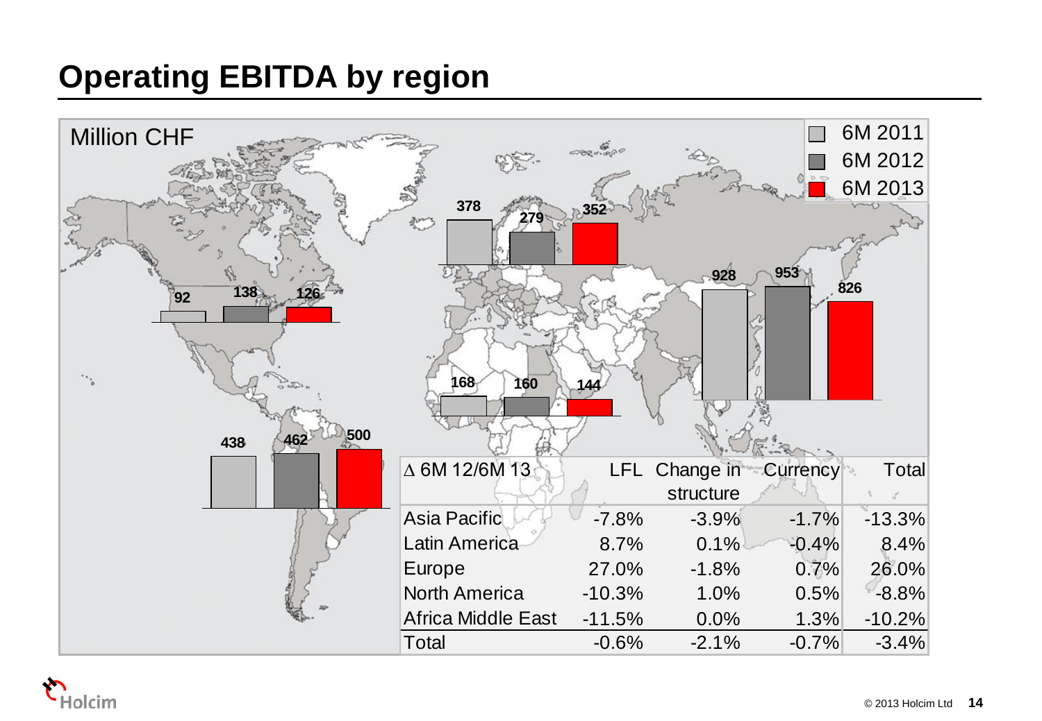# Operating EBITDA by region

Million CHF

| Region | 6M 2011 | 6M 2012 | 6M 2013 |
|---|---|---|---|
| North America | 92 | 138 | 126 |
| Latin America | 438 | 462 | 500 |
| Europe | 378 | 279 | 352 |
| Africa Middle East | 168 | 160 | 144 |
| Asia Pacific | 928 | 953 | 826 |

| Δ 6M 12/6M 13 | LFL | Change in structure | Currency | Total |
|---|---|---|---|---|
| Asia Pacific | -7.8% | -3.9% | -1.7% | -13.3% |
| Latin America | 8.7% | 0.1% | -0.4% | 8.4% |
| Europe | 27.0% | -1.8% | 0.7% | 26.0% |
| North America | -10.3% | 1.0% | 0.5% | -8.8% |
| Africa Middle East | -11.5% | 0.0% | 1.3% | -10.2% |
| Total | -0.6% | -2.1% | -0.7% | -3.4% |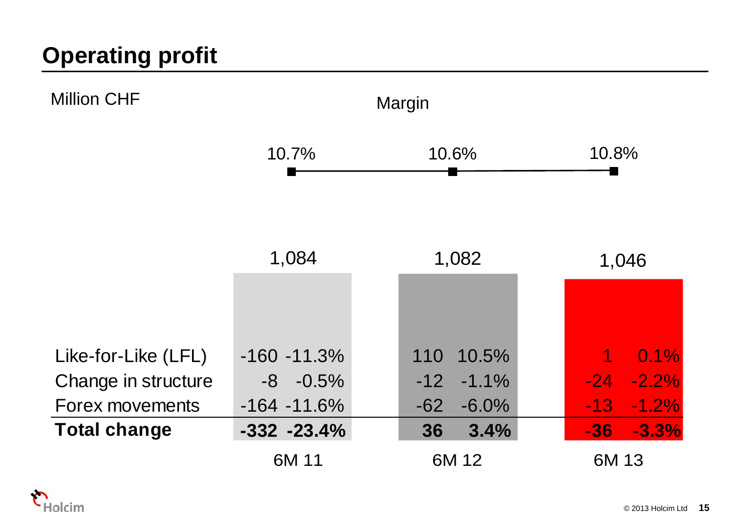# Operating profit

Million CHF

Margin

| | 6M 11 | | 6M 12 | | 6M 13 | |
|---|---|---|---|---|---|---|
| Margin | 10.7% | | 10.6% | | 10.8% | |
| Operating profit | 1,084 | | 1,082 | | 1,046 | |
| Like-for-Like (LFL) | -160 | -11.3% | 110 | 10.5% | 1 | 0.1% |
| Change in structure | -8 | -0.5% | -12 | -1.1% | -24 | -2.2% |
| Forex movements | -164 | -11.6% | -62 | -6.0% | -13 | -1.2% |
| **Total change** | **-332** | **-23.4%** | **36** | **3.4%** | **-36** | **-3.3%** |

© 2013 Holcim Ltd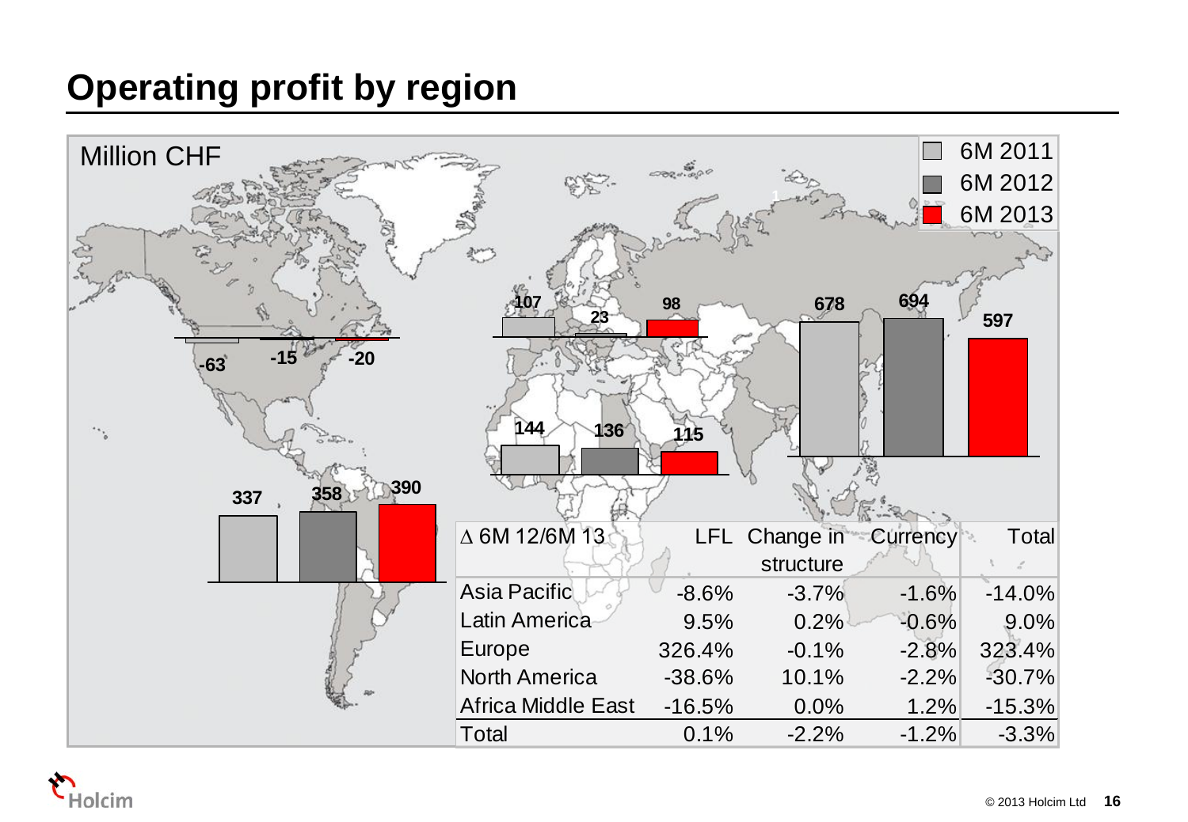# Operating profit by region

Million CHF

| Region | 6M 2011 | 6M 2012 | 6M 2013 |
|---|---|---|---|
| North America | -63 | -15 | -20 |
| Latin America | 337 | 358 | 390 |
| Europe | 107 | 23 | 98 |
| Africa Middle East | 144 | 136 | 115 |
| Asia Pacific | 678 | 694 | 597 |

| Δ 6M 12/6M 13 | LFL | Change in structure | Currency | Total |
|---|---|---|---|---|
| Asia Pacific | -8.6% | -3.7% | -1.6% | -14.0% |
| Latin America | 9.5% | 0.2% | -0.6% | 9.0% |
| Europe | 326.4% | -0.1% | -2.8% | 323.4% |
| North America | -38.6% | 10.1% | -2.2% | -30.7% |
| Africa Middle East | -16.5% | 0.0% | 1.2% | -15.3% |
| Total | 0.1% | -2.2% | -1.2% | -3.3% |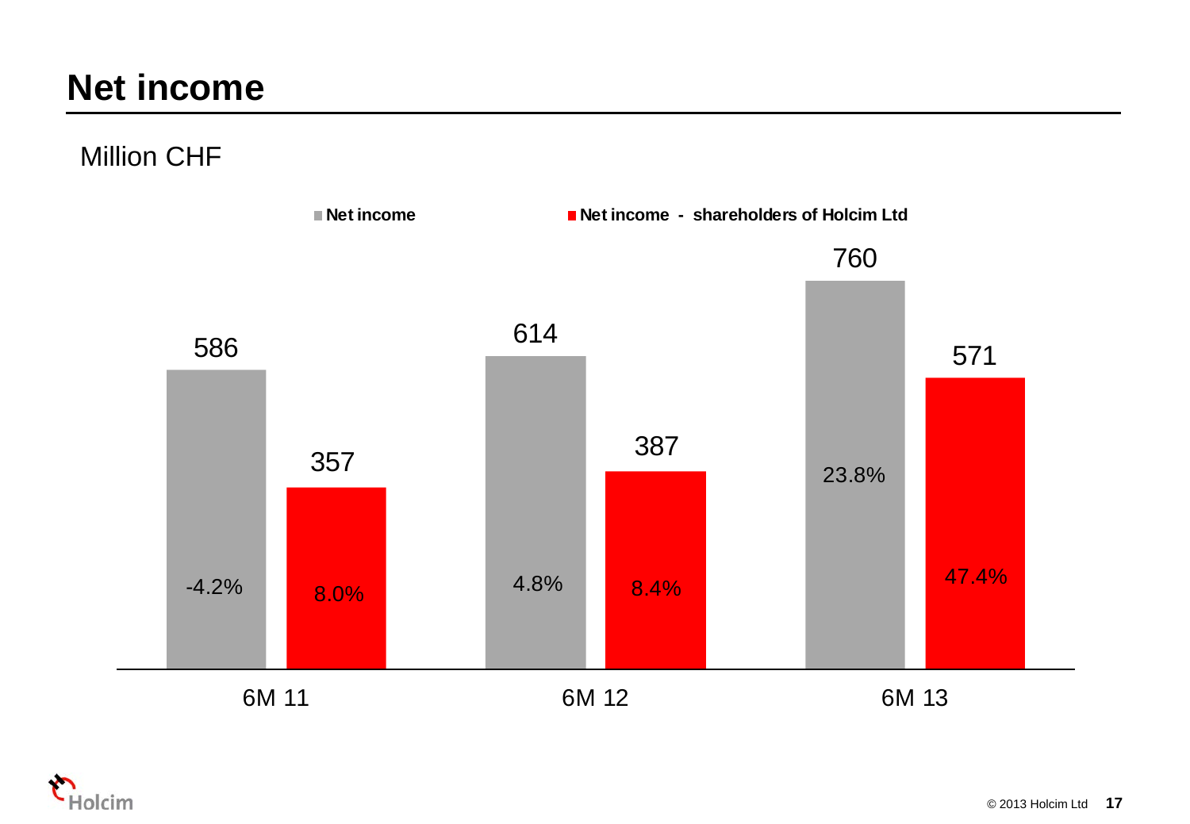# Net income

Million CHF

| | Net income | Net income - shareholders of Holcim Ltd |
|---|---|---|
| 6M 11 | 586 (-4.2%) | 357 (8.0%) |
| 6M 12 | 614 (4.8%) | 387 (8.4%) |
| 6M 13 | 760 (23.8%) | 571 (47.4%) |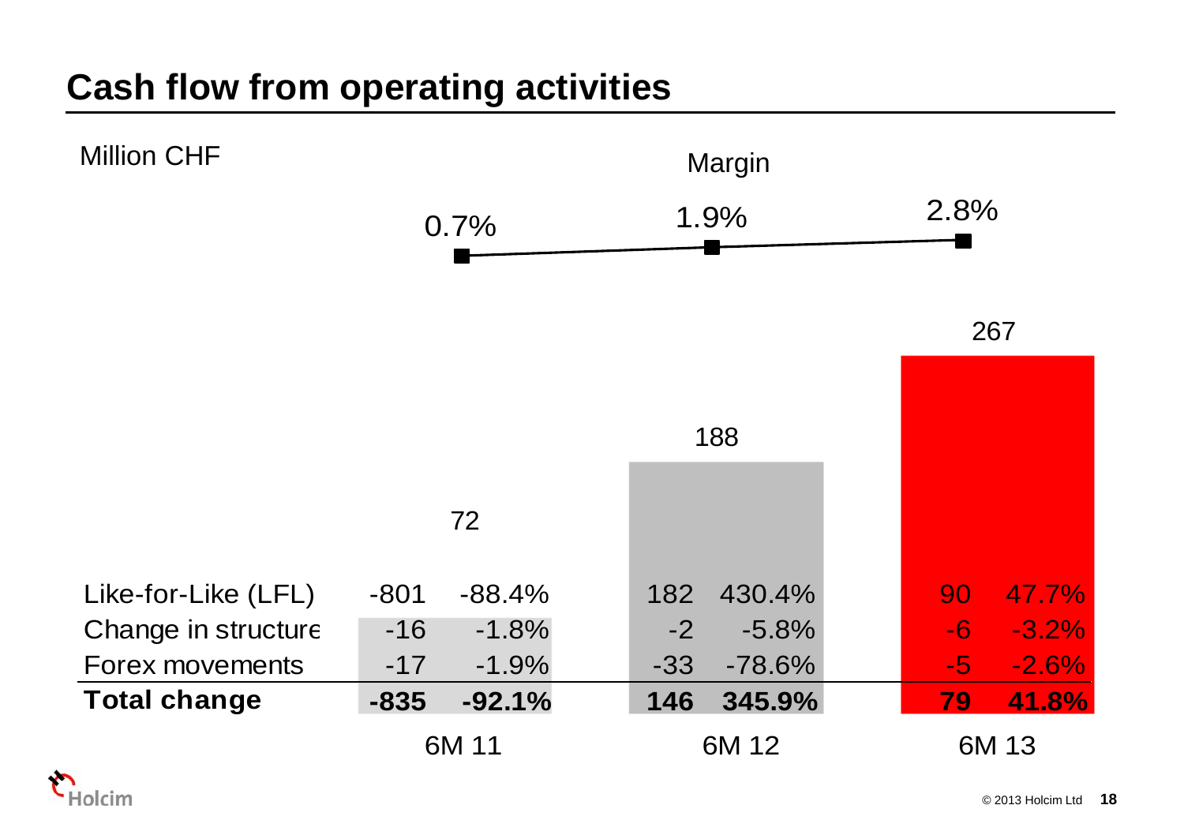# Cash flow from operating activities

Million CHF

| | 6M 11 | 6M 12 | 6M 13 |
|---|---|---|---|
| Cash flow from operating activities | 72 | 188 | 267 |
| Margin | 0.7% | 1.9% | 2.8% |

| | 6M 11 | | 6M 12 | | 6M 13 | |
|---|---|---|---|---|---|---|
| Like-for-Like (LFL) | -801 | -88.4% | 182 | 430.4% | 90 | 47.7% |
| Change in structure | -16 | -1.8% | -2 | -5.8% | -6 | -3.2% |
| Forex movements | -17 | -1.9% | -33 | -78.6% | -5 | -2.6% |
| **Total change** | **-835** | **-92.1%** | **146** | **345.9%** | **79** | **41.8%** |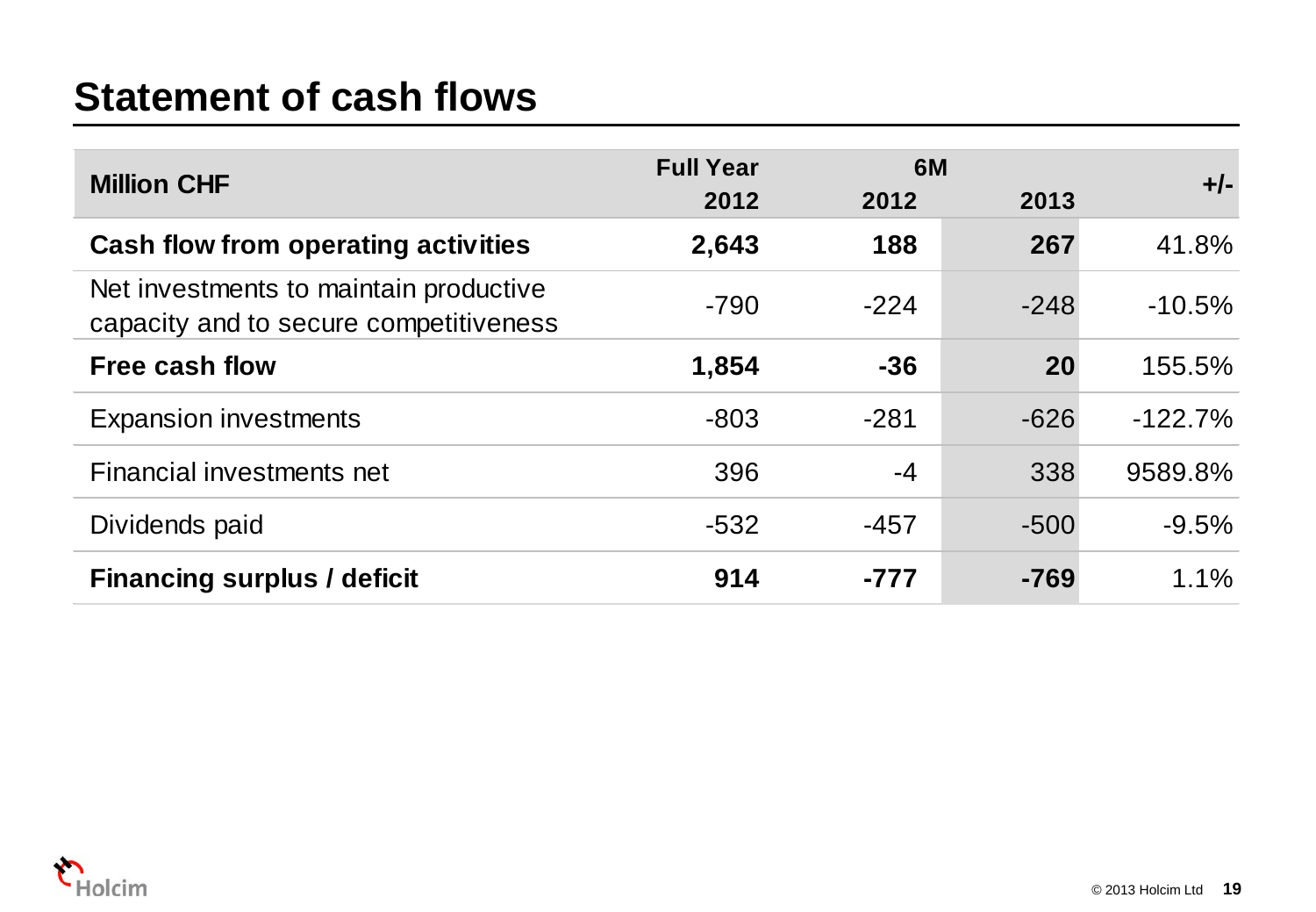# Statement of cash flows

| Million CHF | Full Year | 6M | | +/- |
|---|---|---|---|---|
| | 2012 | 2012 | 2013 | |
| **Cash flow from operating activities** | **2,643** | **188** | **267** | 41.8% |
| Net investments to maintain productive capacity and to secure competitiveness | -790 | -224 | -248 | -10.5% |
| **Free cash flow** | **1,854** | **-36** | **20** | 155.5% |
| Expansion investments | -803 | -281 | -626 | -122.7% |
| Financial investments net | 396 | -4 | 338 | 9589.8% |
| Dividends paid | -532 | -457 | -500 | -9.5% |
| **Financing surplus / deficit** | **914** | **-777** | **-769** | 1.1% |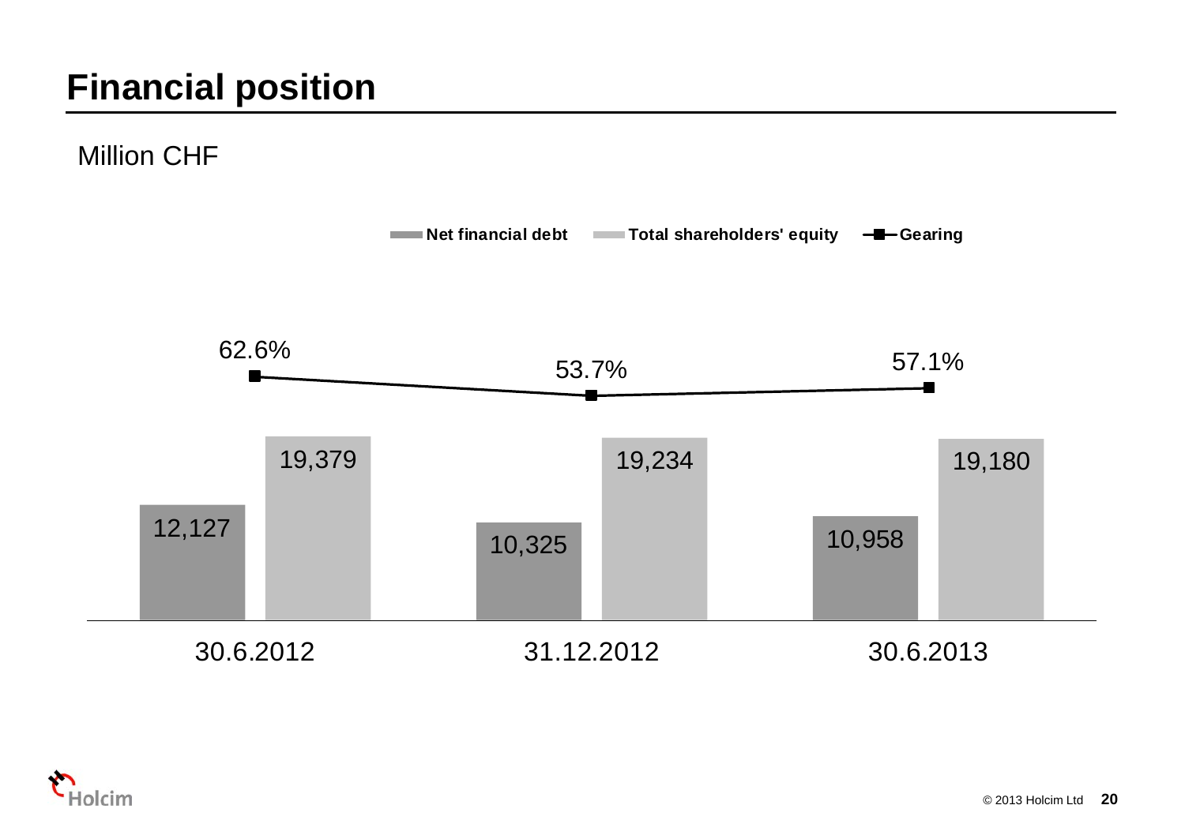# Financial position

Million CHF

| | 30.6.2012 | 31.12.2012 | 30.6.2013 |
|---|---|---|---|
| Net financial debt | 12,127 | 10,325 | 10,958 |
| Total shareholders' equity | 19,379 | 19,234 | 19,180 |
| Gearing | 62.6% | 53.7% | 57.1% |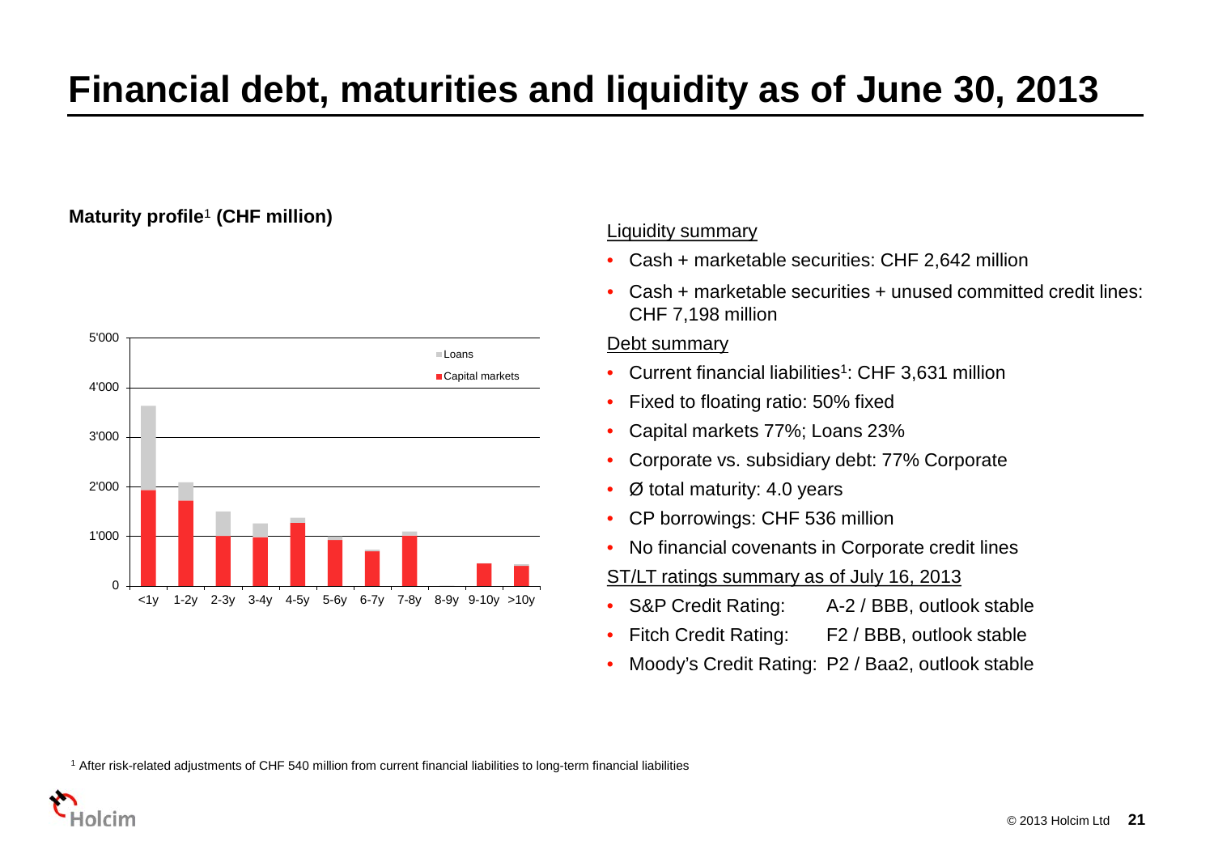# Financial debt, maturities and liquidity as of June 30, 2013

**Maturity profile**[1] **(CHF million)**

Liquidity summary

- Cash + marketable securities: CHF 2,642 million
- Cash + marketable securities + unused committed credit lines: CHF 7,198 million

Debt summary

- Current financial liabilities[1]: CHF 3,631 million
- Fixed to floating ratio: 50% fixed
- Capital markets 77%; Loans 23%
- Corporate vs. subsidiary debt: 77% Corporate
- Ø total maturity: 4.0 years
- CP borrowings: CHF 536 million
- No financial covenants in Corporate credit lines

ST/LT ratings summary as of July 16, 2013

- S&P Credit Rating: A-2 / BBB, outlook stable
- Fitch Credit Rating: F2 / BBB, outlook stable
- Moody's Credit Rating: P2 / Baa2, outlook stable

[1] After risk-related adjustments of CHF 540 million from current financial liabilities to long-term financial liabilities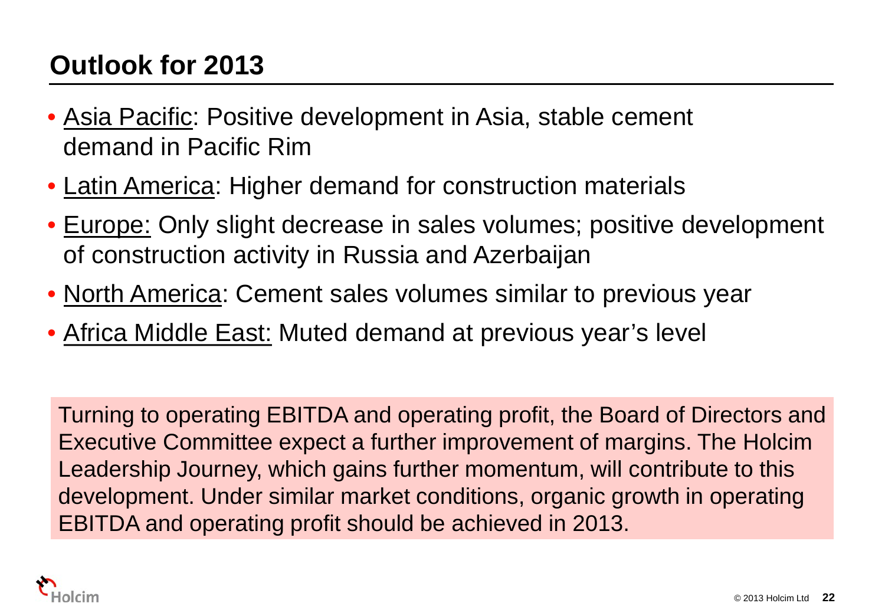# Outlook for 2013

- Asia Pacific: Positive development in Asia, stable cement demand in Pacific Rim
- Latin America: Higher demand for construction materials
- Europe: Only slight decrease in sales volumes; positive development of construction activity in Russia and Azerbaijan
- North America: Cement sales volumes similar to previous year
- Africa Middle East: Muted demand at previous year's level

Turning to operating EBITDA and operating profit, the Board of Directors and Executive Committee expect a further improvement of margins. The Holcim Leadership Journey, which gains further momentum, will contribute to this development. Under similar market conditions, organic growth in operating EBITDA and operating profit should be achieved in 2013.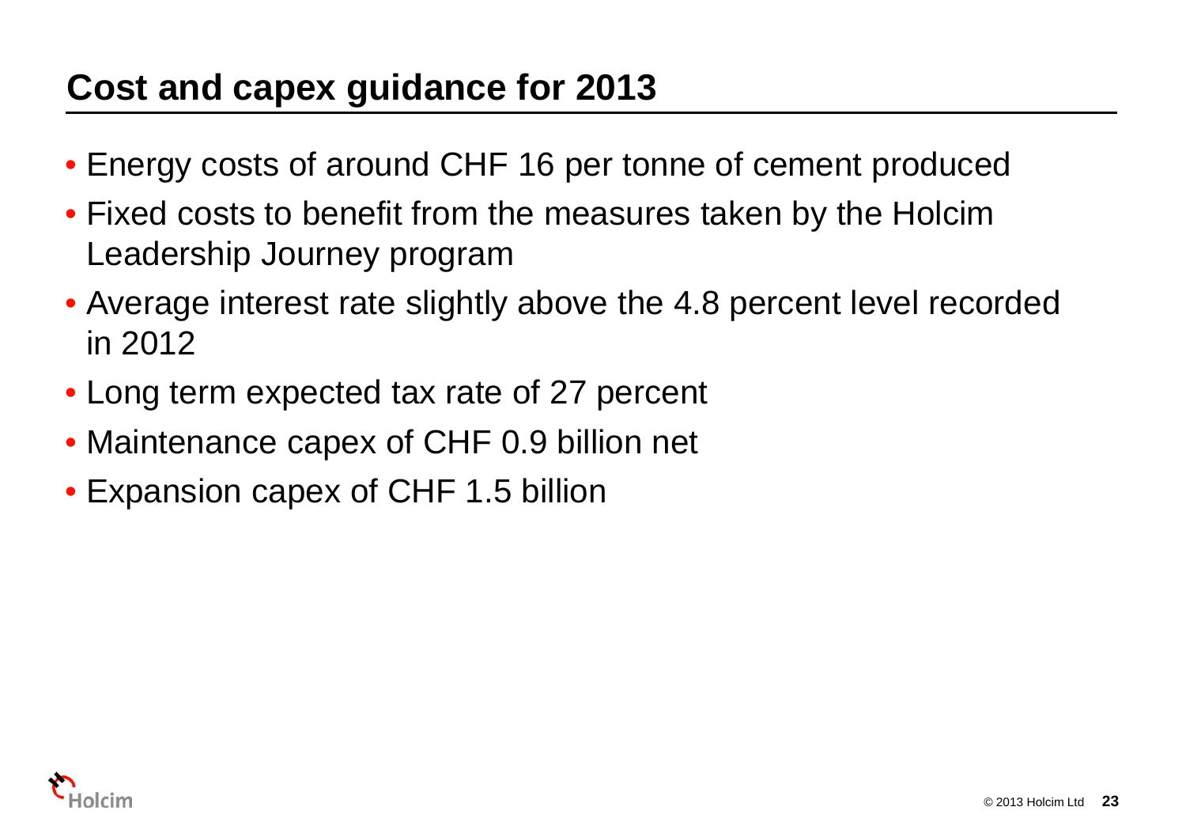# Cost and capex guidance for 2013

- Energy costs of around CHF 16 per tonne of cement produced
- Fixed costs to benefit from the measures taken by the Holcim Leadership Journey program
- Average interest rate slightly above the 4.8 percent level recorded in 2012
- Long term expected tax rate of 27 percent
- Maintenance capex of CHF 0.9 billion net
- Expansion capex of CHF 1.5 billion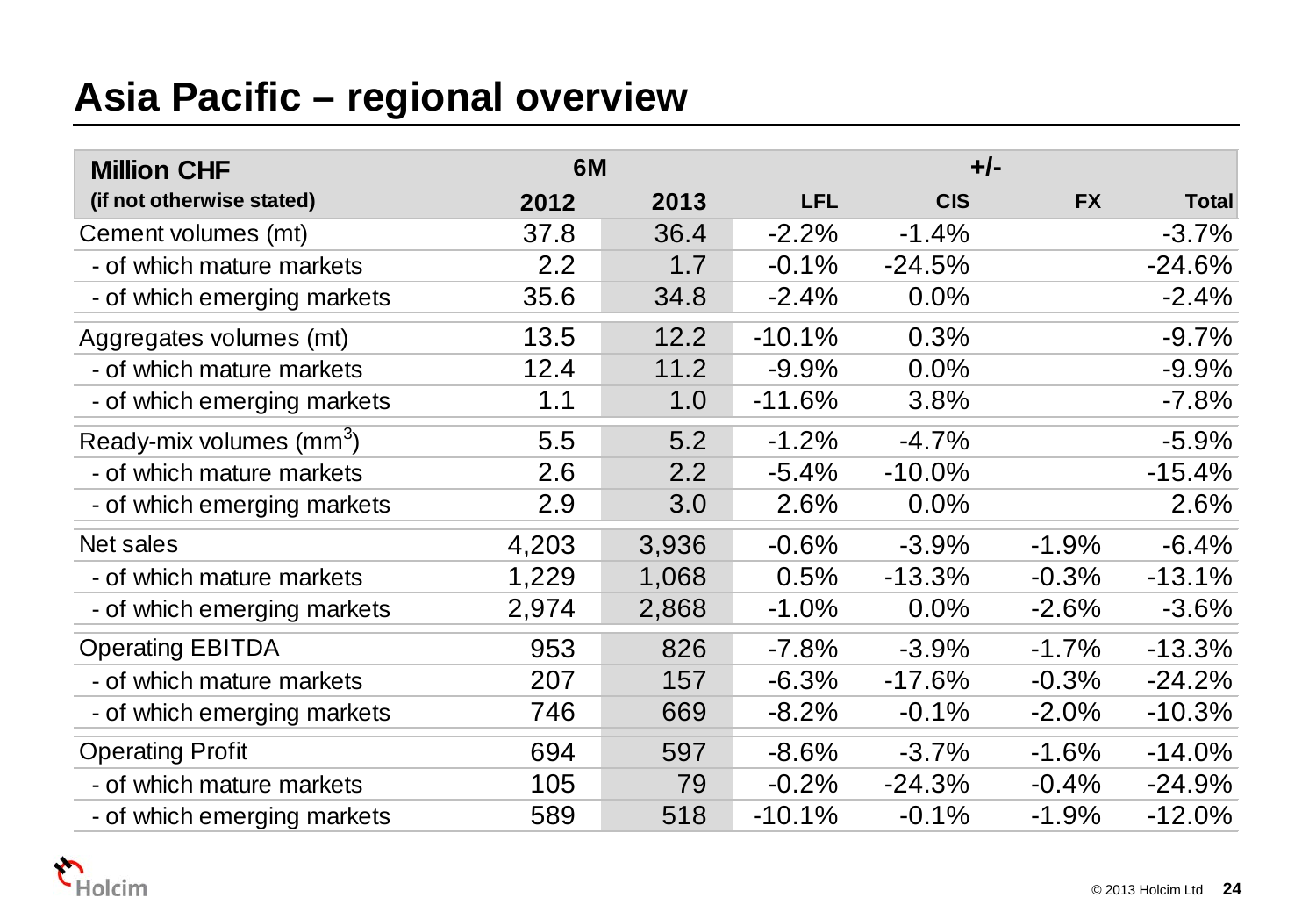# Asia Pacific – regional overview

| Million CHF (if not otherwise stated) | 6M 2012 | 6M 2013 | +/- LFL | +/- CIS | +/- FX | +/- Total |
|---|---|---|---|---|---|---|
| Cement volumes (mt) | 37.8 | 36.4 | -2.2% | -1.4% | | -3.7% |
| - of which mature markets | 2.2 | 1.7 | -0.1% | -24.5% | | -24.6% |
| - of which emerging markets | 35.6 | 34.8 | -2.4% | 0.0% | | -2.4% |
| Aggregates volumes (mt) | 13.5 | 12.2 | -10.1% | 0.3% | | -9.7% |
| - of which mature markets | 12.4 | 11.2 | -9.9% | 0.0% | | -9.9% |
| - of which emerging markets | 1.1 | 1.0 | -11.6% | 3.8% | | -7.8% |
| Ready-mix volumes ($mm^3$) | 5.5 | 5.2 | -1.2% | -4.7% | | -5.9% |
| - of which mature markets | 2.6 | 2.2 | -5.4% | -10.0% | | -15.4% |
| - of which emerging markets | 2.9 | 3.0 | 2.6% | 0.0% | | 2.6% |
| Net sales | 4,203 | 3,936 | -0.6% | -3.9% | -1.9% | -6.4% |
| - of which mature markets | 1,229 | 1,068 | 0.5% | -13.3% | -0.3% | -13.1% |
| - of which emerging markets | 2,974 | 2,868 | -1.0% | 0.0% | -2.6% | -3.6% |
| Operating EBITDA | 953 | 826 | -7.8% | -3.9% | -1.7% | -13.3% |
| - of which mature markets | 207 | 157 | -6.3% | -17.6% | -0.3% | -24.2% |
| - of which emerging markets | 746 | 669 | -8.2% | -0.1% | -2.0% | -10.3% |
| Operating Profit | 694 | 597 | -8.6% | -3.7% | -1.6% | -14.0% |
| - of which mature markets | 105 | 79 | -0.2% | -24.3% | -0.4% | -24.9% |
| - of which emerging markets | 589 | 518 | -10.1% | -0.1% | -1.9% | -12.0% |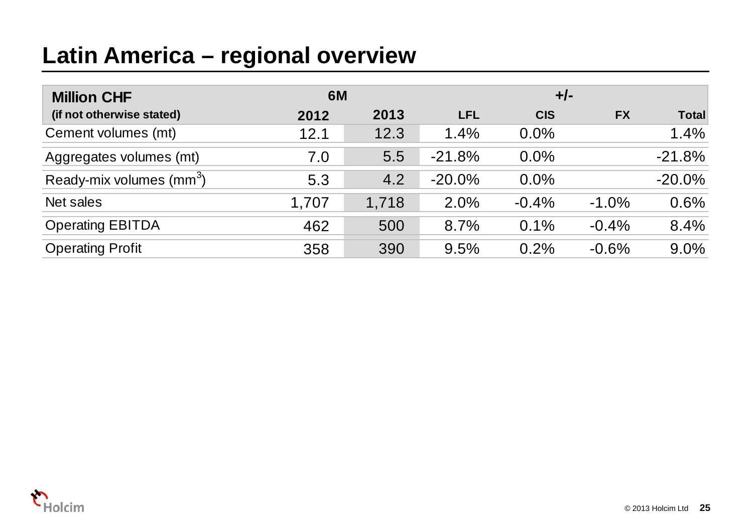# Latin America – regional overview

| Million CHF (if not otherwise stated) | 6M | | +/- | | | |
|---|---|---|---|---|---|---|
| | 2012 | 2013 | LFL | CIS | FX | Total |
| Cement volumes (mt) | 12.1 | 12.3 | 1.4% | 0.0% | | 1.4% |
| Aggregates volumes (mt) | 7.0 | 5.5 | -21.8% | 0.0% | | -21.8% |
| Ready-mix volumes ($mm^3$) | 5.3 | 4.2 | -20.0% | 0.0% | | -20.0% |
| Net sales | 1,707 | 1,718 | 2.0% | -0.4% | -1.0% | 0.6% |
| Operating EBITDA | 462 | 500 | 8.7% | 0.1% | -0.4% | 8.4% |
| Operating Profit | 358 | 390 | 9.5% | 0.2% | -0.6% | 9.0% |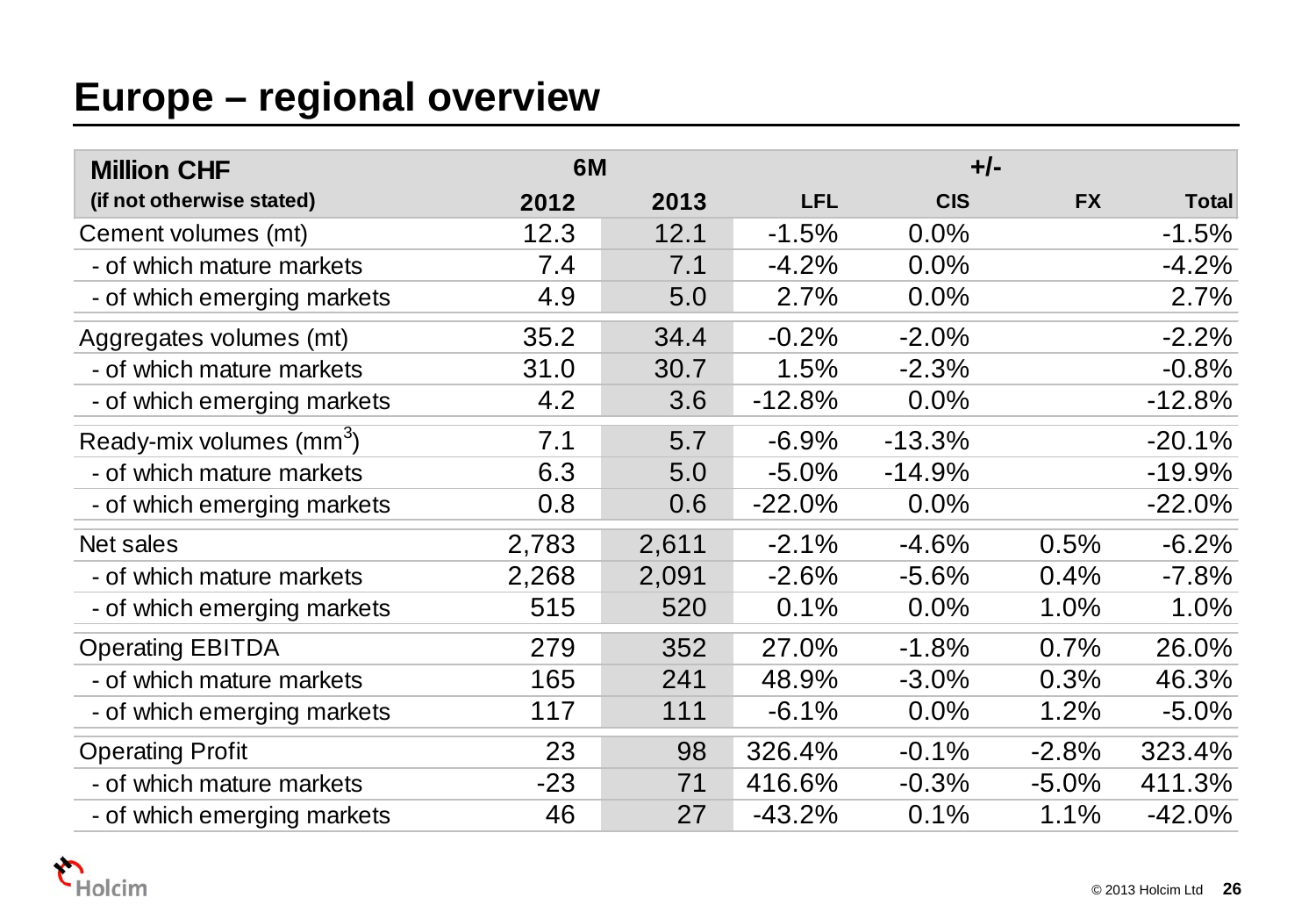# Europe – regional overview

| Million CHF (if not otherwise stated) | 6M 2012 | 6M 2013 | +/- LFL | +/- CIS | +/- FX | +/- Total |
|---|---|---|---|---|---|---|
| Cement volumes (mt) | 12.3 | 12.1 | -1.5% | 0.0% | | -1.5% |
| - of which mature markets | 7.4 | 7.1 | -4.2% | 0.0% | | -4.2% |
| - of which emerging markets | 4.9 | 5.0 | 2.7% | 0.0% | | 2.7% |
| Aggregates volumes (mt) | 35.2 | 34.4 | -0.2% | -2.0% | | -2.2% |
| - of which mature markets | 31.0 | 30.7 | 1.5% | -2.3% | | -0.8% |
| - of which emerging markets | 4.2 | 3.6 | -12.8% | 0.0% | | -12.8% |
| Ready-mix volumes ($mm^3$) | 7.1 | 5.7 | -6.9% | -13.3% | | -20.1% |
| - of which mature markets | 6.3 | 5.0 | -5.0% | -14.9% | | -19.9% |
| - of which emerging markets | 0.8 | 0.6 | -22.0% | 0.0% | | -22.0% |
| Net sales | 2,783 | 2,611 | -2.1% | -4.6% | 0.5% | -6.2% |
| - of which mature markets | 2,268 | 2,091 | -2.6% | -5.6% | 0.4% | -7.8% |
| - of which emerging markets | 515 | 520 | 0.1% | 0.0% | 1.0% | 1.0% |
| Operating EBITDA | 279 | 352 | 27.0% | -1.8% | 0.7% | 26.0% |
| - of which mature markets | 165 | 241 | 48.9% | -3.0% | 0.3% | 46.3% |
| - of which emerging markets | 117 | 111 | -6.1% | 0.0% | 1.2% | -5.0% |
| Operating Profit | 23 | 98 | 326.4% | -0.1% | -2.8% | 323.4% |
| - of which mature markets | -23 | 71 | 416.6% | -0.3% | -5.0% | 411.3% |
| - of which emerging markets | 46 | 27 | -43.2% | 0.1% | 1.1% | -42.0% |

© 2013 Holcim Ltd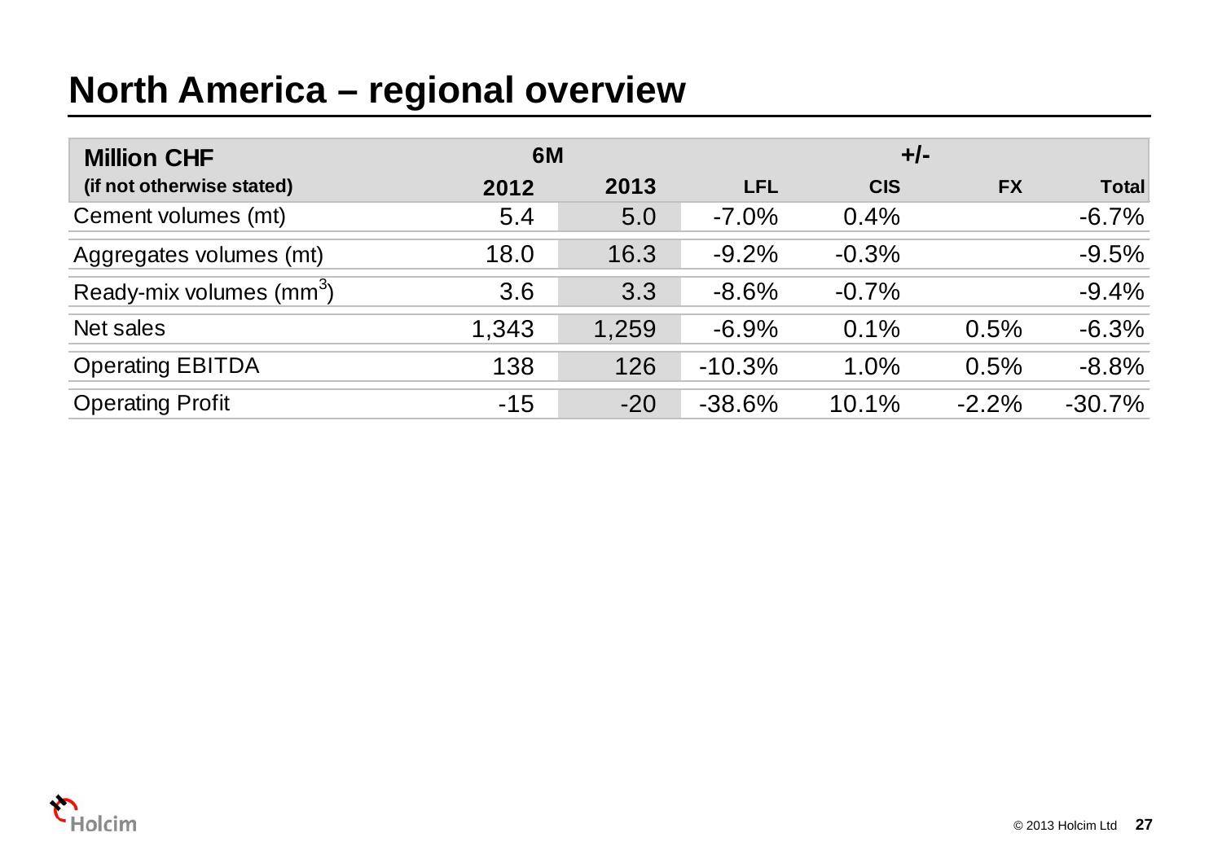# North America – regional overview

| Million CHF (if not otherwise stated) | 6M | | +/- | | | |
|---|---|---|---|---|---|---|
| | 2012 | 2013 | LFL | CIS | FX | Total |
| Cement volumes (mt) | 5.4 | 5.0 | -7.0% | 0.4% | | -6.7% |
| Aggregates volumes (mt) | 18.0 | 16.3 | -9.2% | -0.3% | | -9.5% |
| Ready-mix volumes ($mm^3$) | 3.6 | 3.3 | -8.6% | -0.7% | | -9.4% |
| Net sales | 1,343 | 1,259 | -6.9% | 0.1% | 0.5% | -6.3% |
| Operating EBITDA | 138 | 126 | -10.3% | 1.0% | 0.5% | -8.8% |
| Operating Profit | -15 | -20 | -38.6% | 10.1% | -2.2% | -30.7% |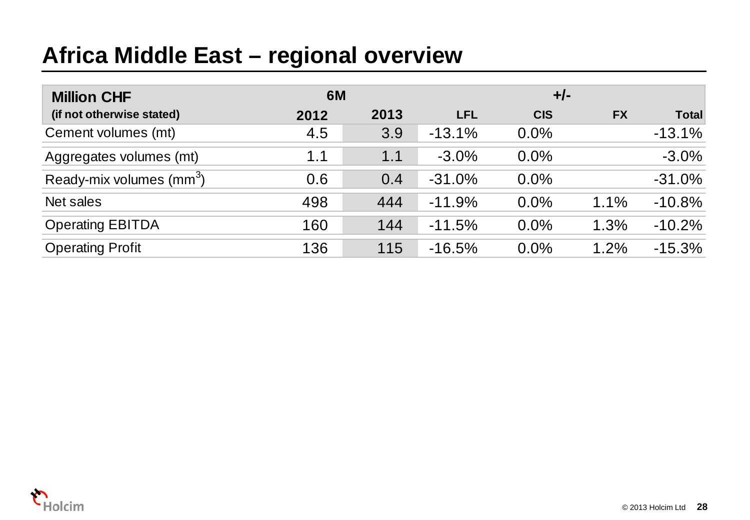# Africa Middle East – regional overview

| Million CHF (if not otherwise stated) | 6M | | +/- | | | |
|---|---|---|---|---|---|---|
| | 2012 | 2013 | LFL | CIS | FX | Total |
| Cement volumes (mt) | 4.5 | 3.9 | -13.1% | 0.0% | | -13.1% |
| Aggregates volumes (mt) | 1.1 | 1.1 | -3.0% | 0.0% | | -3.0% |
| Ready-mix volumes ($mm^3$) | 0.6 | 0.4 | -31.0% | 0.0% | | -31.0% |
| Net sales | 498 | 444 | -11.9% | 0.0% | 1.1% | -10.8% |
| Operating EBITDA | 160 | 144 | -11.5% | 0.0% | 1.3% | -10.2% |
| Operating Profit | 136 | 115 | -16.5% | 0.0% | 1.2% | -15.3% |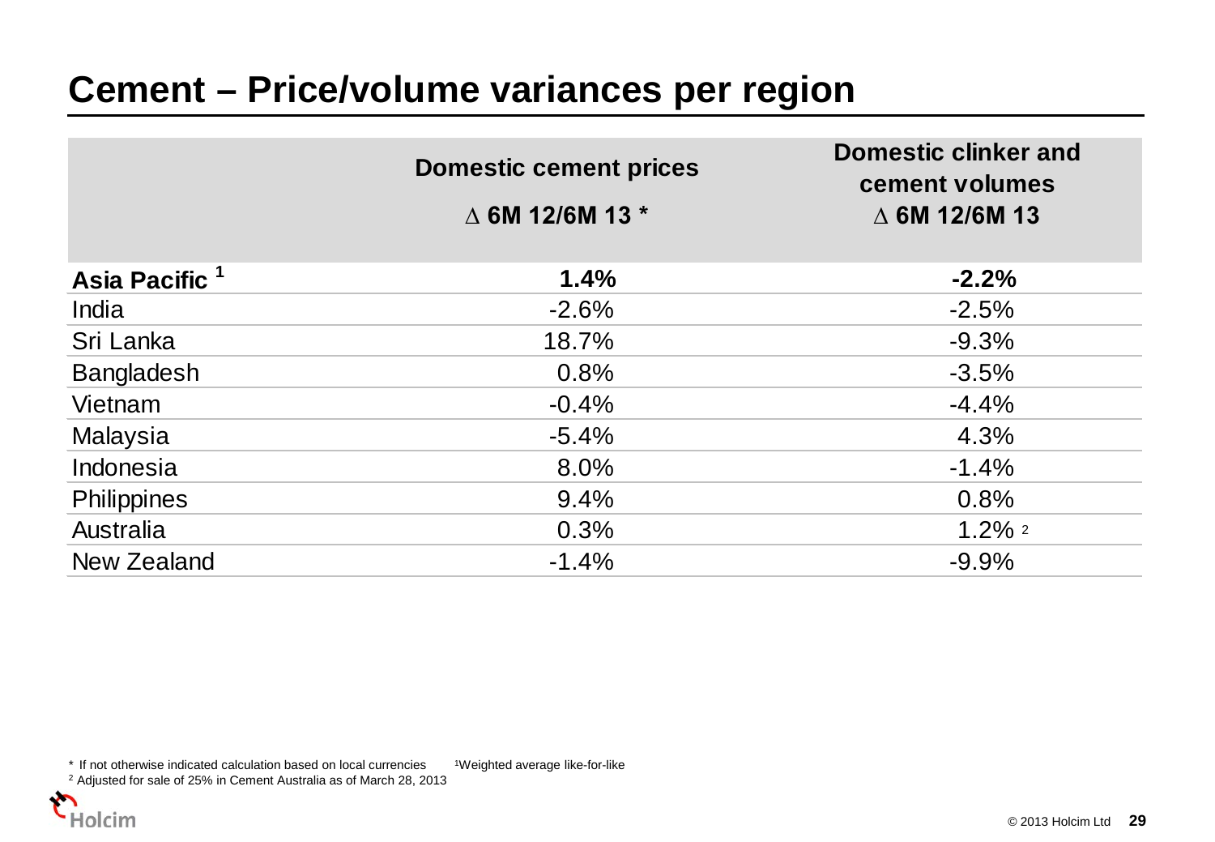# Cement – Price/volume variances per region

| | Domestic cement prices<br>∆ 6M 12/6M 13 * | Domestic clinker and cement volumes<br>∆ 6M 12/6M 13 |
|---|---|---|
| **Asia Pacific [1]** | **1.4%** | **-2.2%** |
| India | -2.6% | -2.5% |
| Sri Lanka | 18.7% | -9.3% |
| Bangladesh | 0.8% | -3.5% |
| Vietnam | -0.4% | -4.4% |
| Malaysia | -5.4% | 4.3% |
| Indonesia | 8.0% | -1.4% |
| Philippines | 9.4% | 0.8% |
| Australia | 0.3% | 1.2% [2] |
| New Zealand | -1.4% | -9.9% |

\* If not otherwise indicated calculation based on local currencies [1]Weighted average like-for-like

[2] Adjusted for sale of 25% in Cement Australia as of March 28, 2013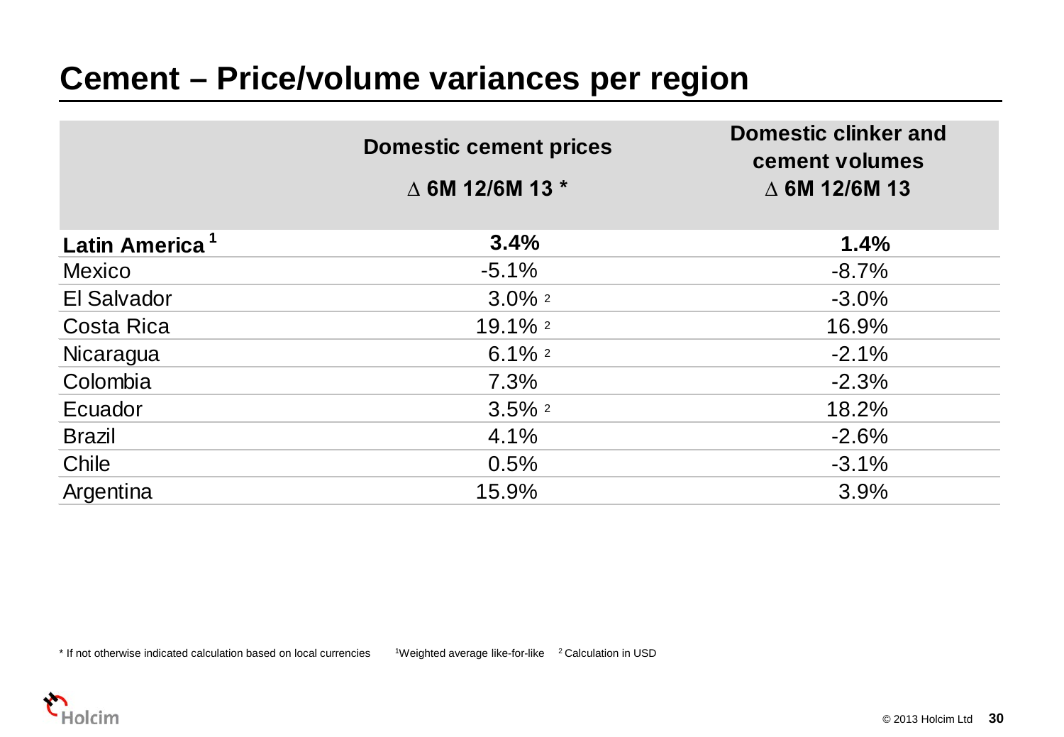# Cement – Price/volume variances per region

| | Domestic cement prices $\Delta$ 6M 12/6M 13 * | Domestic clinker and cement volumes $\Delta$ 6M 12/6M 13 |
|---|---|---|
| **Latin America [1]** | **3.4%** | **1.4%** |
| Mexico | -5.1% | -8.7% |
| El Salvador | 3.0% [2] | -3.0% |
| Costa Rica | 19.1% [2] | 16.9% |
| Nicaragua | 6.1% [2] | -2.1% |
| Colombia | 7.3% | -2.3% |
| Ecuador | 3.5% [2] | 18.2% |
| Brazil | 4.1% | -2.6% |
| Chile | 0.5% | -3.1% |
| Argentina | 15.9% | 3.9% |

\* If not otherwise indicated calculation based on local currencies [1] Weighted average like-for-like [2] Calculation in USD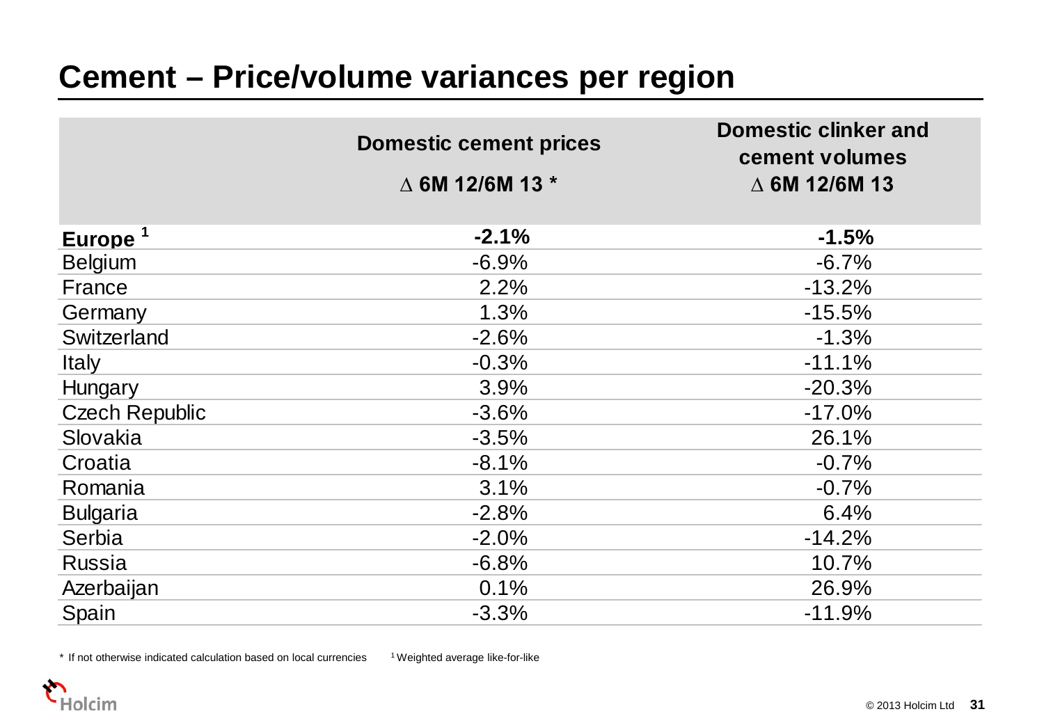# Cement – Price/volume variances per region

| | Domestic cement prices<br>∆ 6M 12/6M 13 * | Domestic clinker and cement volumes<br>∆ 6M 12/6M 13 |
|---|---|---|
| **Europe [1]** | **-2.1%** | **-1.5%** |
| Belgium | -6.9% | -6.7% |
| France | 2.2% | -13.2% |
| Germany | 1.3% | -15.5% |
| Switzerland | -2.6% | -1.3% |
| Italy | -0.3% | -11.1% |
| Hungary | 3.9% | -20.3% |
| Czech Republic | -3.6% | -17.0% |
| Slovakia | -3.5% | 26.1% |
| Croatia | -8.1% | -0.7% |
| Romania | 3.1% | -0.7% |
| Bulgaria | -2.8% | 6.4% |
| Serbia | -2.0% | -14.2% |
| Russia | -6.8% | 10.7% |
| Azerbaijan | 0.1% | 26.9% |
| Spain | -3.3% | -11.9% |

\* If not otherwise indicated calculation based on local currencies   [1] Weighted average like-for-like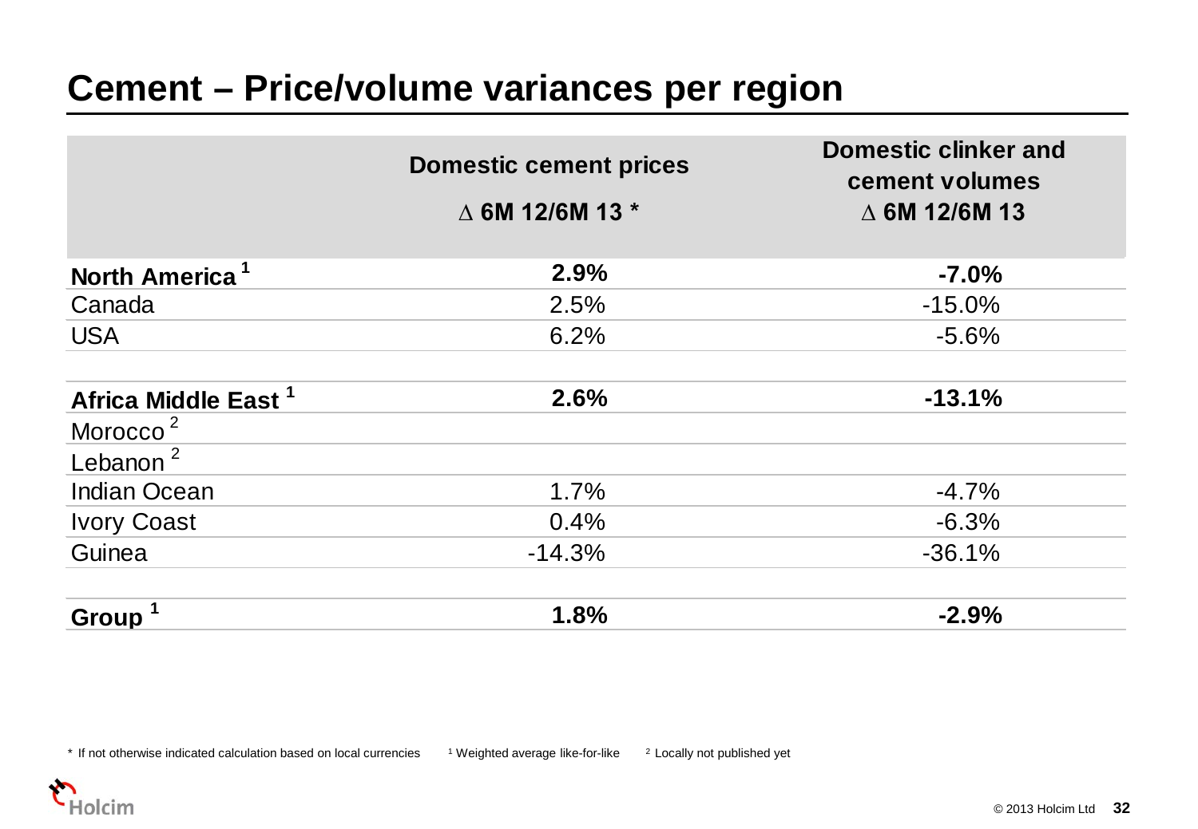# Cement – Price/volume variances per region

| | Domestic cement prices<br>∆ 6M 12/6M 13 * | Domestic clinker and cement volumes<br>∆ 6M 12/6M 13 |
|---|---|---|
| **North America** [1] | **2.9%** | **-7.0%** |
| Canada | 2.5% | -15.0% |
| USA | 6.2% | -5.6% |
| | | |
| **Africa Middle East** [1] | **2.6%** | **-13.1%** |
| Morocco [2] | | |
| Lebanon [2] | | |
| Indian Ocean | 1.7% | -4.7% |
| Ivory Coast | 0.4% | -6.3% |
| Guinea | -14.3% | -36.1% |
| | | |
| **Group** [1] | **1.8%** | **-2.9%** |

* If not otherwise indicated calculation based on local currencies [1] Weighted average like-for-like [2] Locally not published yet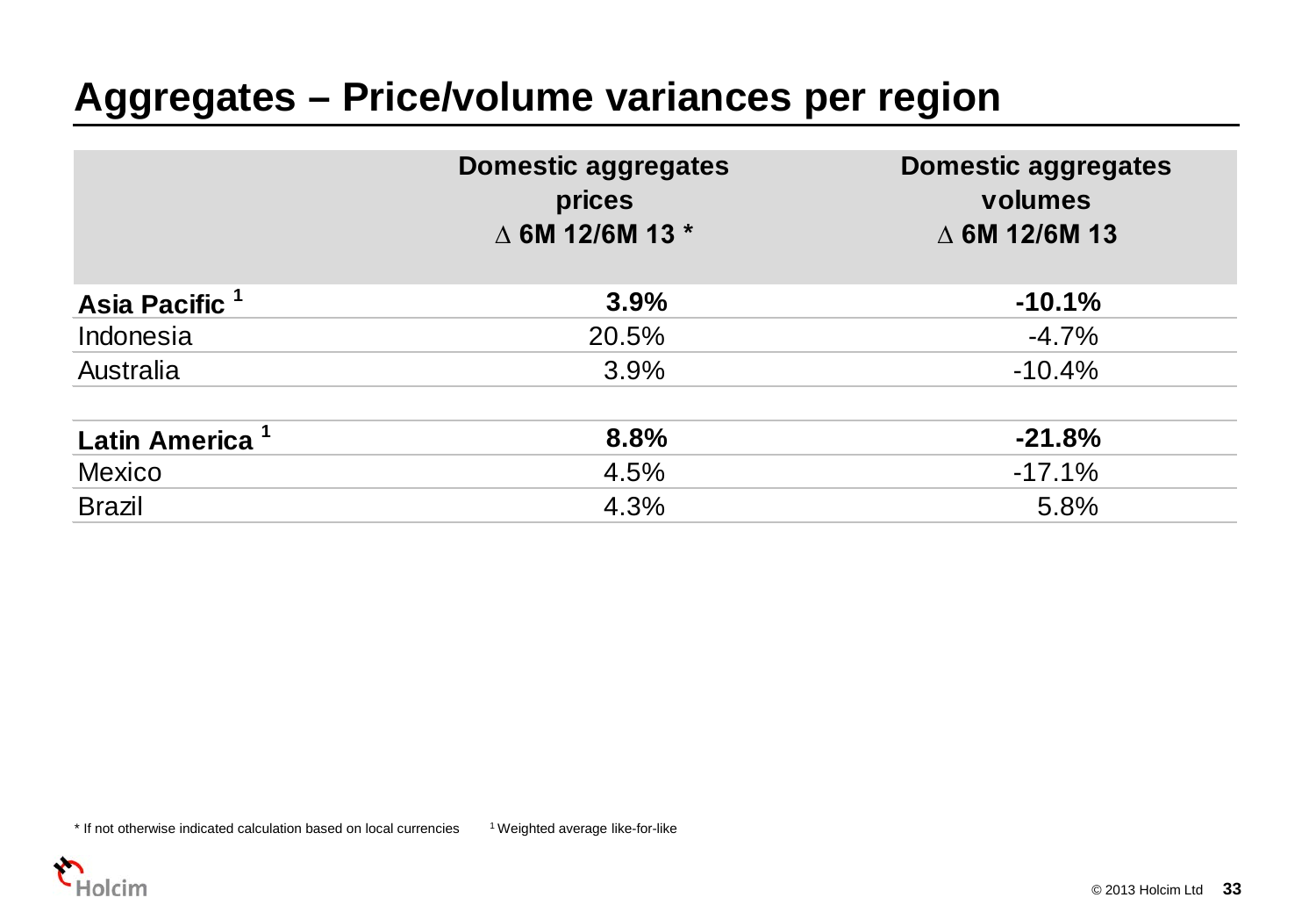# Aggregates – Price/volume variances per region

| | Domestic aggregates prices Δ 6M 12/6M 13 * | Domestic aggregates volumes Δ 6M 12/6M 13 |
|---|---|---|
| **Asia Pacific [1]** | **3.9%** | **-10.1%** |
| Indonesia | 20.5% | -4.7% |
| Australia | 3.9% | -10.4% |
| | | |
| **Latin America [1]** | **8.8%** | **-21.8%** |
| Mexico | 4.5% | -17.1% |
| Brazil | 4.3% | 5.8% |

* If not otherwise indicated calculation based on local currencies [1] Weighted average like-for-like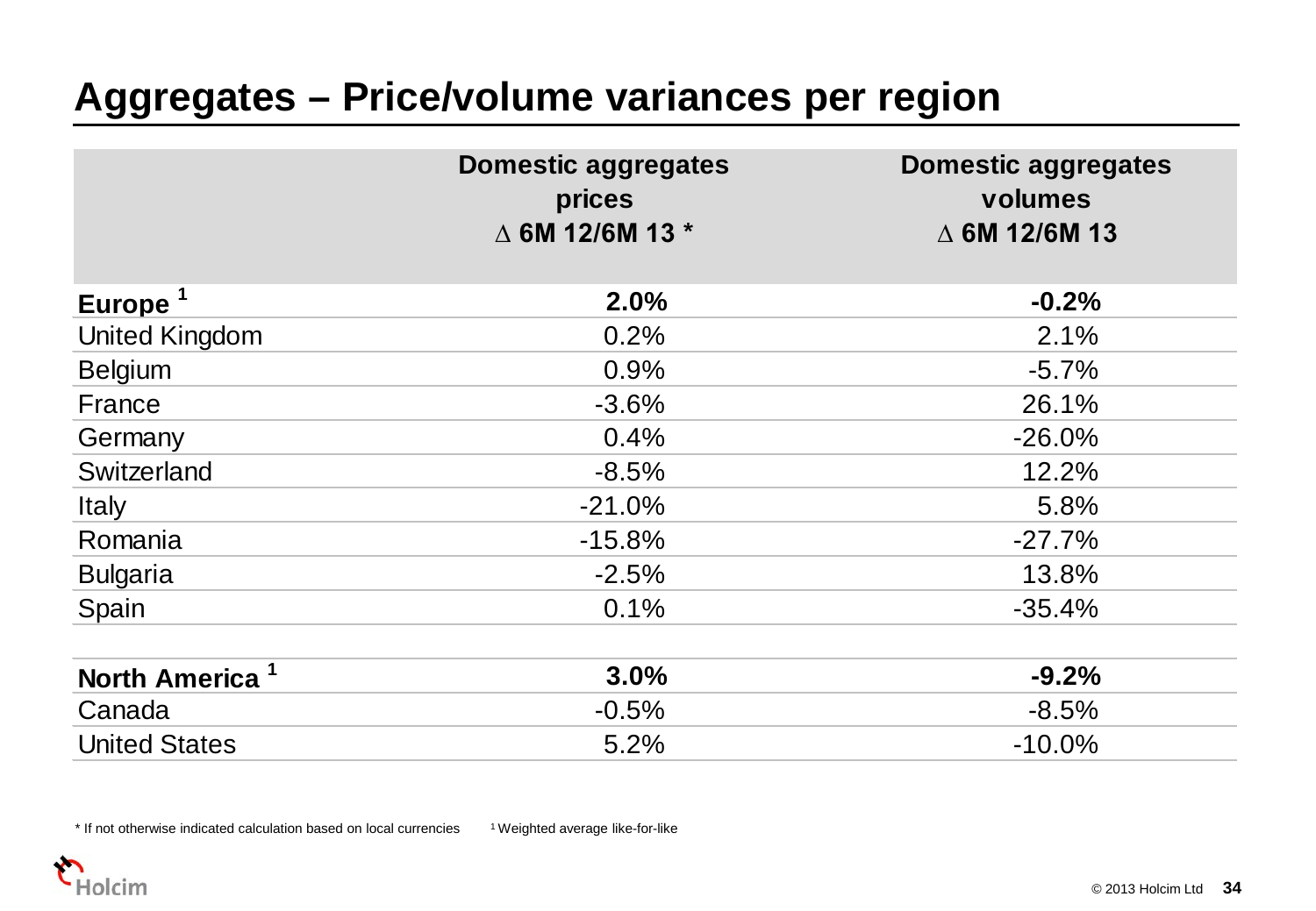# Aggregates – Price/volume variances per region

| | Domestic aggregates prices ∆ 6M 12/6M 13 * | Domestic aggregates volumes ∆ 6M 12/6M 13 |
|---|---|---|
| **Europe [1]** | **2.0%** | **-0.2%** |
| United Kingdom | 0.2% | 2.1% |
| Belgium | 0.9% | -5.7% |
| France | -3.6% | 26.1% |
| Germany | 0.4% | -26.0% |
| Switzerland | -8.5% | 12.2% |
| Italy | -21.0% | 5.8% |
| Romania | -15.8% | -27.7% |
| Bulgaria | -2.5% | 13.8% |
| Spain | 0.1% | -35.4% |
| | | |
| **North America [1]** | **3.0%** | **-9.2%** |
| Canada | -0.5% | -8.5% |
| United States | 5.2% | -10.0% |

* If not otherwise indicated calculation based on local currencies

[1] Weighted average like-for-like

Holcim

© 2013 Holcim Ltd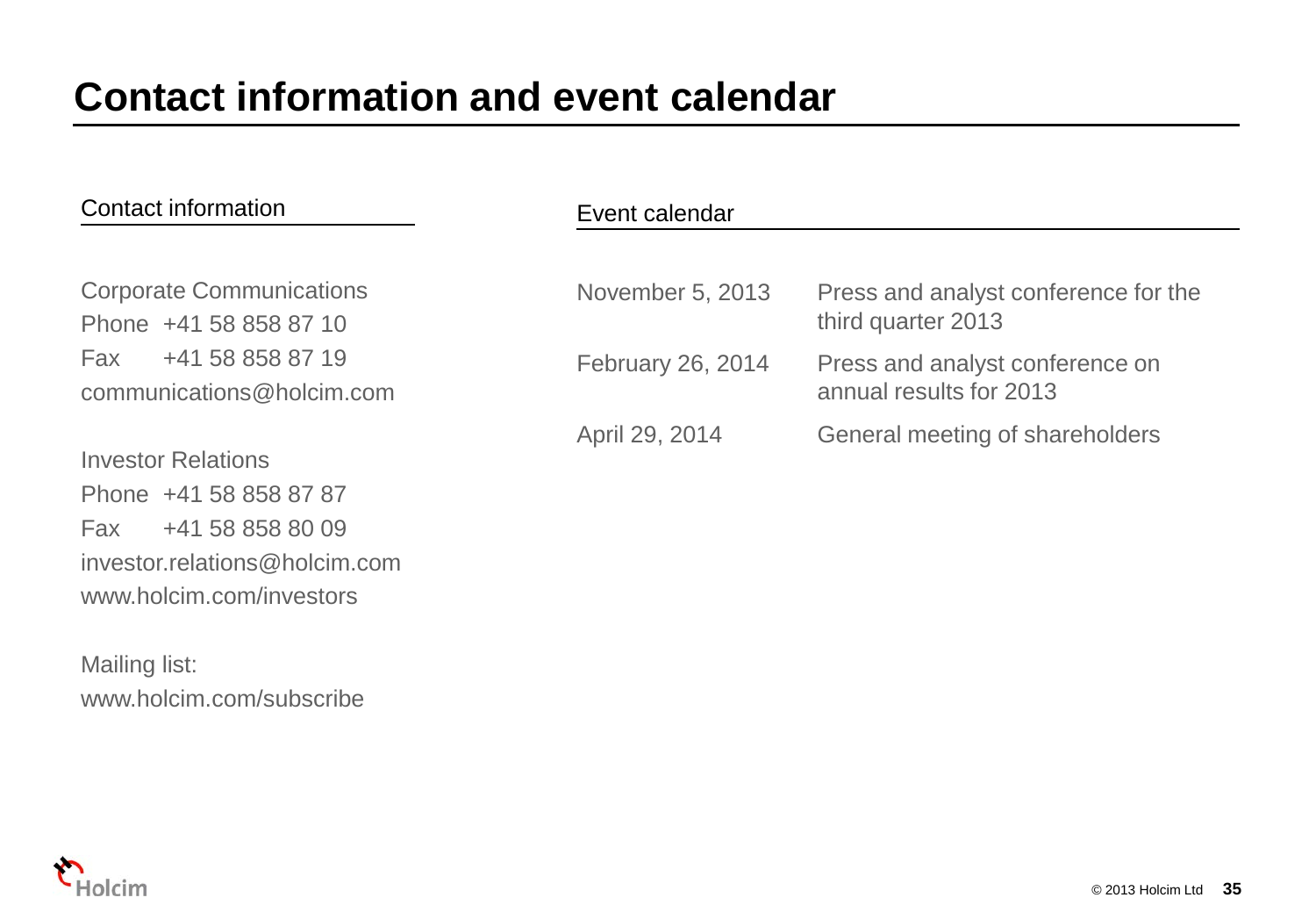# Contact information and event calendar

## Contact information

Corporate Communications
Phone +41 58 858 87 10
Fax +41 58 858 87 19
communications@holcim.com

Investor Relations
Phone +41 58 858 87 87
Fax +41 58 858 80 09
investor.relations@holcim.com
www.holcim.com/investors

Mailing list:
www.holcim.com/subscribe

## Event calendar

| | |
|---|---|
| November 5, 2013 | Press and analyst conference for the third quarter 2013 |
| February 26, 2014 | Press and analyst conference on annual results for 2013 |
| April 29, 2014 | General meeting of shareholders |

© 2013 Holcim Ltd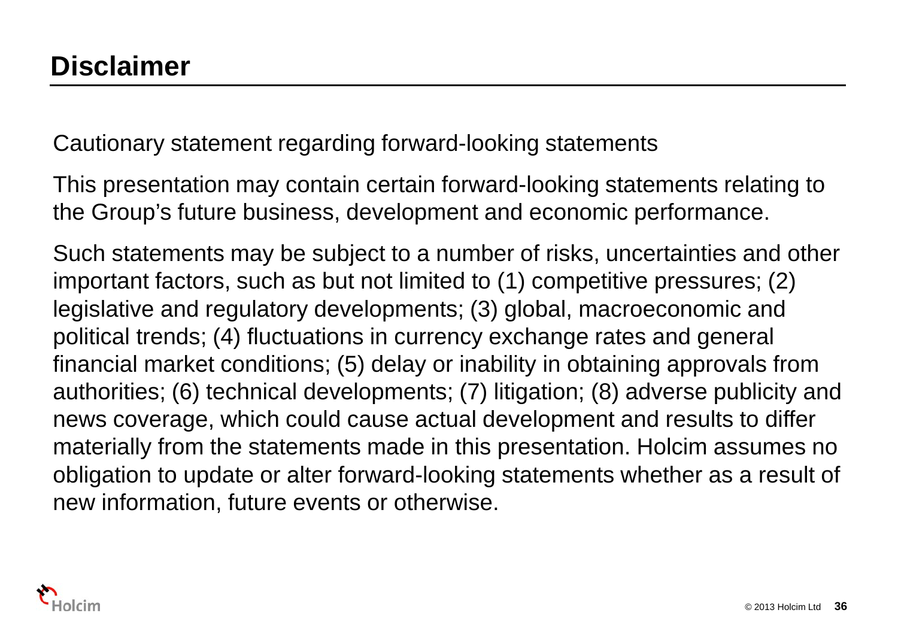# Disclaimer

Cautionary statement regarding forward-looking statements

This presentation may contain certain forward-looking statements relating to the Group's future business, development and economic performance.

Such statements may be subject to a number of risks, uncertainties and other important factors, such as but not limited to (1) competitive pressures; (2) legislative and regulatory developments; (3) global, macroeconomic and political trends; (4) fluctuations in currency exchange rates and general financial market conditions; (5) delay or inability in obtaining approvals from authorities; (6) technical developments; (7) litigation; (8) adverse publicity and news coverage, which could cause actual development and results to differ materially from the statements made in this presentation. Holcim assumes no obligation to update or alter forward-looking statements whether as a result of new information, future events or otherwise.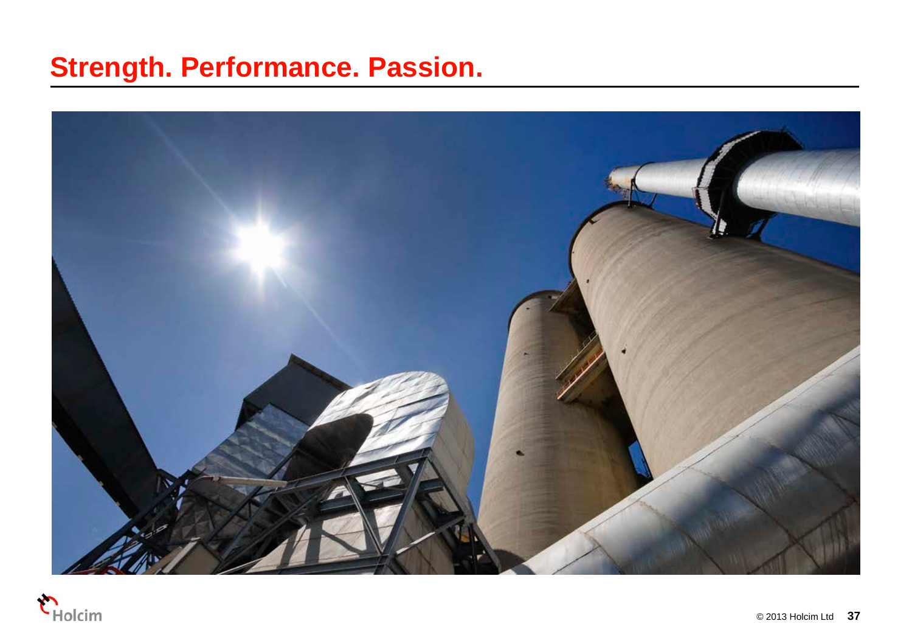# Strength. Performance. Passion.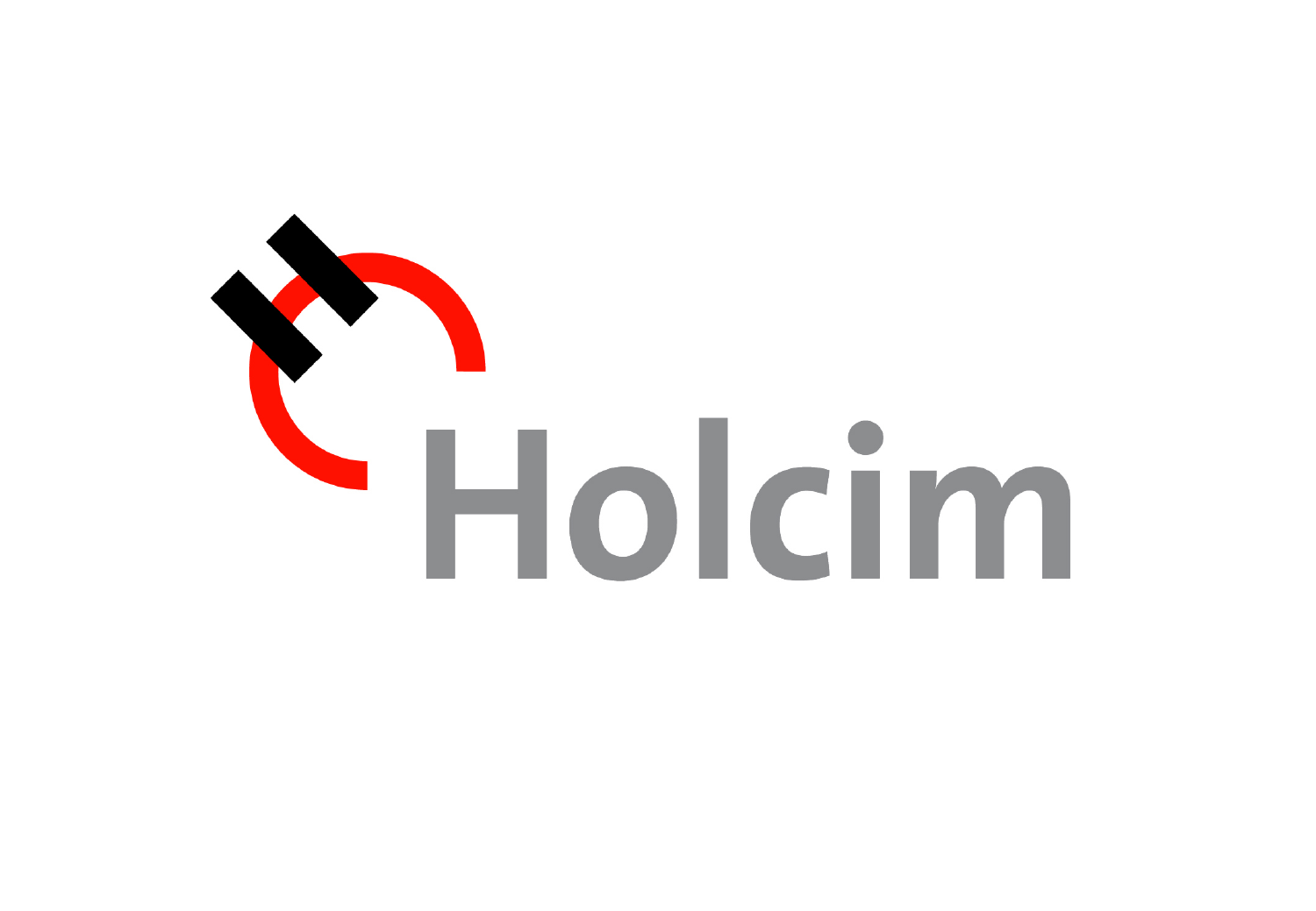Holcim